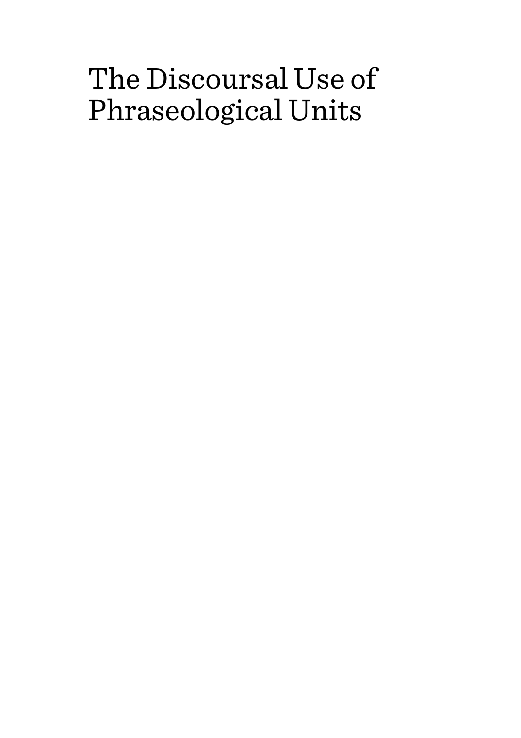# The Discoursal Use of Phraseological Units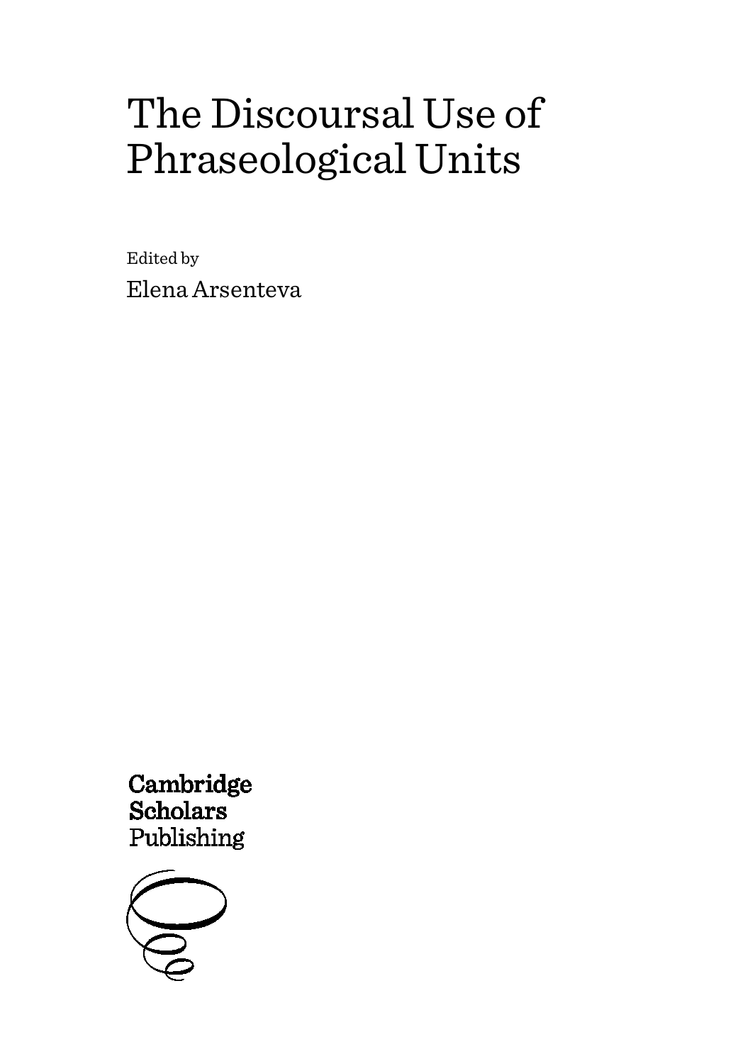# The Discoursal Use of Phraseological Units

Edited by

Elena Arsenteva

Cambridge Scholars Publishing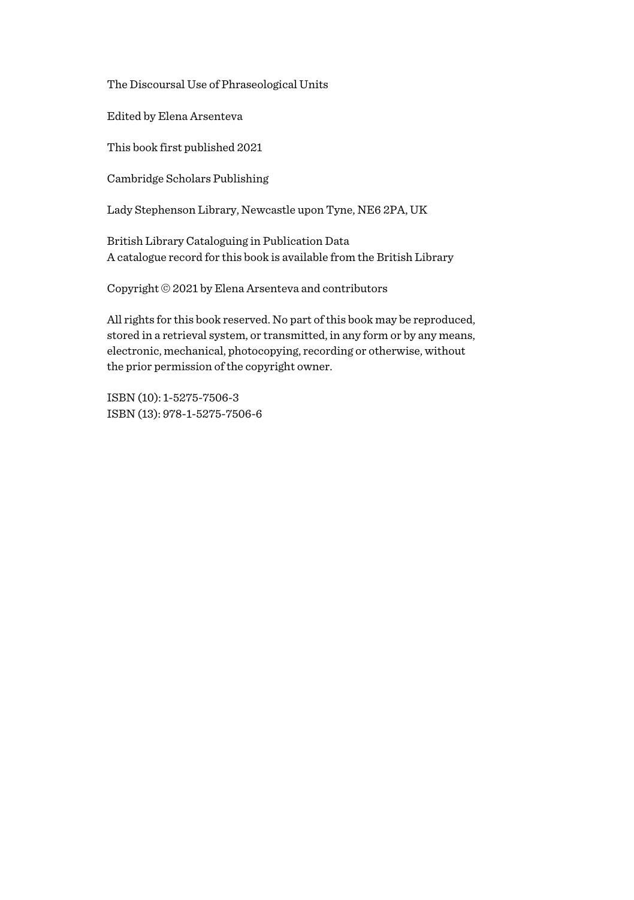The Discoursal Use of Phraseological Units

Edited by Elena Arsenteva

This book first published 2021

Cambridge Scholars Publishing

Lady Stephenson Library, Newcastle upon Tyne, NE6 2PA, UK

British Library Cataloguing in Publication Data
A catalogue record for this book is available from the British Library

Copyright © 2021 by Elena Arsenteva and contributors

All rights for this book reserved. No part of this book may be reproduced, stored in a retrieval system, or transmitted, in any form or by any means, electronic, mechanical, photocopying, recording or otherwise, without the prior permission of the copyright owner.

ISBN (10): 1-5275-7506-3
ISBN (13): 978-1-5275-7506-6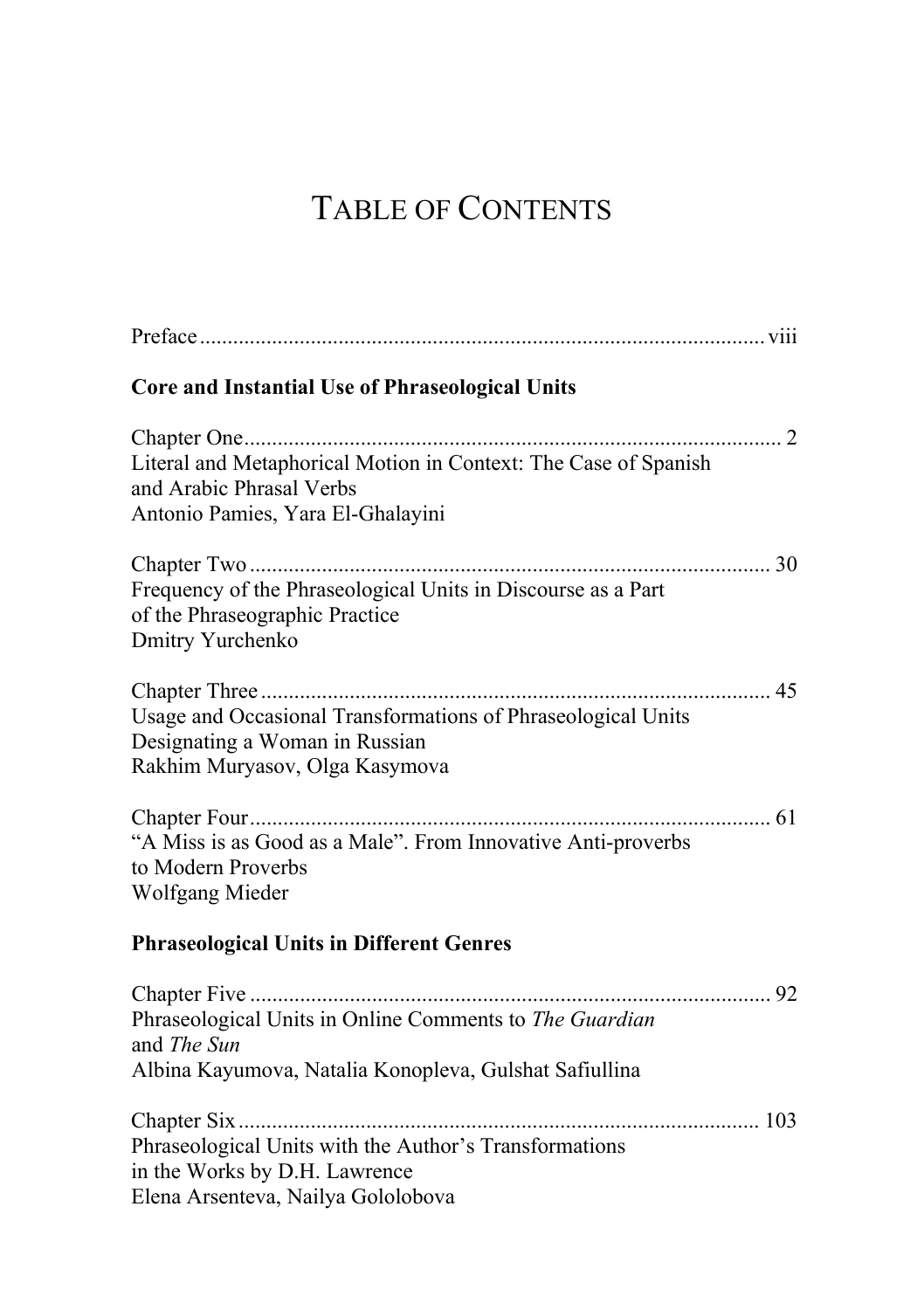# TABLE OF CONTENTS

Preface ..................................................................................................... viii

**Core and Instantial Use of Phraseological Units**

Chapter One ................................................................................................ 2
Literal and Metaphorical Motion in Context: The Case of Spanish and Arabic Phrasal Verbs
Antonio Pamies, Yara El-Ghalayini

Chapter Two .............................................................................................. 30
Frequency of the Phraseological Units in Discourse as a Part of the Phraseographic Practice
Dmitry Yurchenko

Chapter Three ............................................................................................ 45
Usage and Occasional Transformations of Phraseological Units Designating a Woman in Russian
Rakhim Muryasov, Olga Kasymova

Chapter Four .............................................................................................. 61
"A Miss is as Good as a Male". From Innovative Anti-proverbs to Modern Proverbs
Wolfgang Mieder

**Phraseological Units in Different Genres**

Chapter Five .............................................................................................. 92
Phraseological Units in Online Comments to *The Guardian* and *The Sun*
Albina Kayumova, Natalia Konopleva, Gulshat Safiullina

Chapter Six .............................................................................................. 103
Phraseological Units with the Author's Transformations in the Works by D.H. Lawrence
Elena Arsenteva, Nailya Gololobova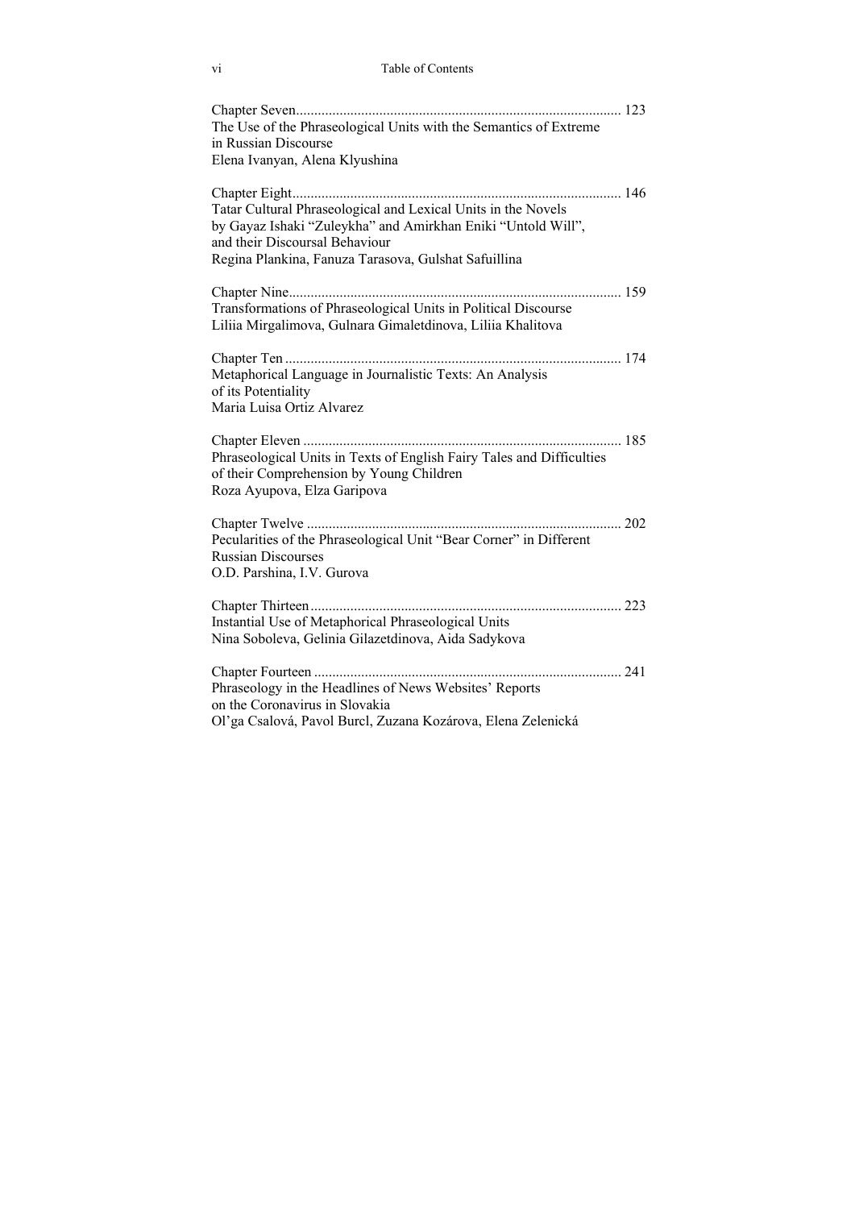Chapter Seven........................................................................................ 123
The Use of the Phraseological Units with the Semantics of Extreme in Russian Discourse
Elena Ivanyan, Alena Klyushina

Chapter Eight......................................................................................... 146
Tatar Cultural Phraseological and Lexical Units in the Novels by Gayaz Ishaki “Zuleykha” and Amirkhan Eniki “Untold Will”, and their Discoursal Behaviour
Regina Plankina, Fanuza Tarasova, Gulshat Safuillina

Chapter Nine.......................................................................................... 159
Transformations of Phraseological Units in Political Discourse
Liliia Mirgalimova, Gulnara Gimaletdinova, Liliia Khalitova

Chapter Ten ........................................................................................... 174
Metaphorical Language in Journalistic Texts: An Analysis of its Potentiality
Maria Luisa Ortiz Alvarez

Chapter Eleven ...................................................................................... 185
Phraseological Units in Texts of English Fairy Tales and Difficulties of their Comprehension by Young Children
Roza Ayupova, Elza Garipova

Chapter Twelve ..................................................................................... 202
Pecularities of the Phraseological Unit “Bear Corner” in Different Russian Discourses
O.D. Parshina, I.V. Gurova

Chapter Thirteen.................................................................................... 223
Instantial Use of Metaphorical Phraseological Units
Nina Soboleva, Gelinia Gilazetdinova, Aida Sadykova

Chapter Fourteen ................................................................................... 241
Phraseology in the Headlines of News Websites’ Reports on the Coronavirus in Slovakia
Ol’ga Csalová, Pavol Burcl, Zuzana Kozárova, Elena Zelenická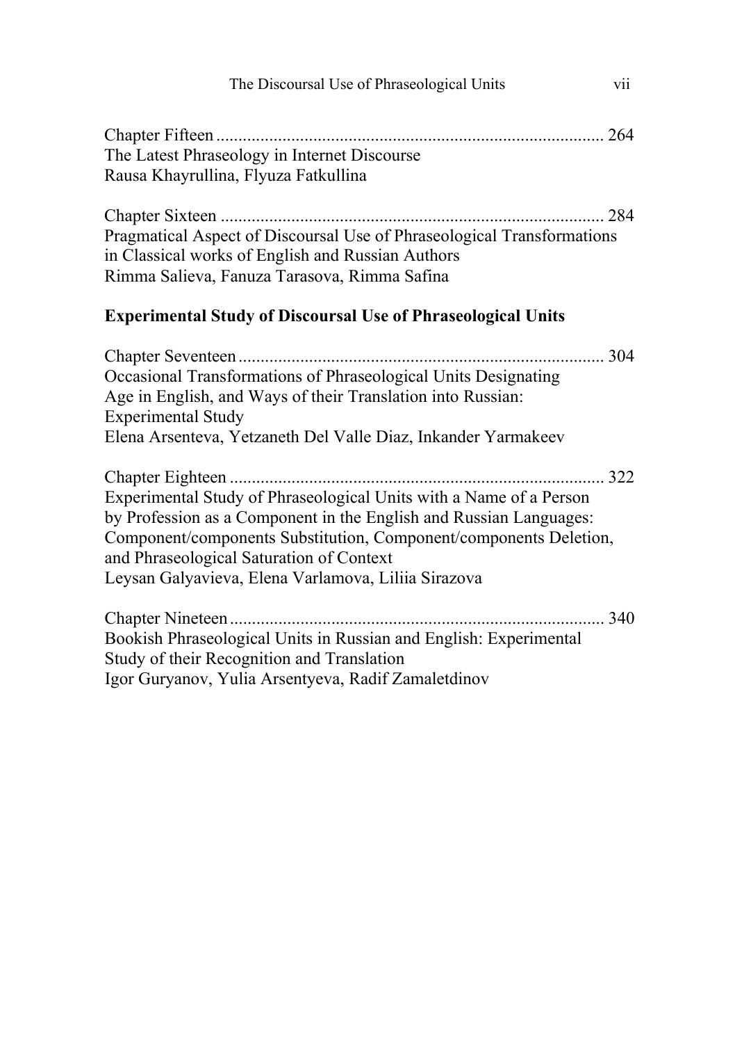Chapter Fifteen ........................................................................................ 264
The Latest Phraseology in Internet Discourse
Rausa Khayrullina, Flyuza Fatkullina

Chapter Sixteen ........................................................................................ 284
Pragmatical Aspect of Discoursal Use of Phraseological Transformations in Classical works of English and Russian Authors
Rimma Salieva, Fanuza Tarasova, Rimma Safina

**Experimental Study of Discoursal Use of Phraseological Units**

Chapter Seventeen .................................................................................... 304
Occasional Transformations of Phraseological Units Designating Age in English, and Ways of their Translation into Russian: Experimental Study
Elena Arsenteva, Yetzaneth Del Valle Diaz, Inkander Yarmakeev

Chapter Eighteen ...................................................................................... 322
Experimental Study of Phraseological Units with a Name of a Person by Profession as a Component in the English and Russian Languages: Component/components Substitution, Component/components Deletion, and Phraseological Saturation of Context
Leysan Galyavieva, Elena Varlamova, Liliia Sirazova

Chapter Nineteen ...................................................................................... 340
Bookish Phraseological Units in Russian and English: Experimental Study of their Recognition and Translation
Igor Guryanov, Yulia Arsentyeva, Radif Zamaletdinov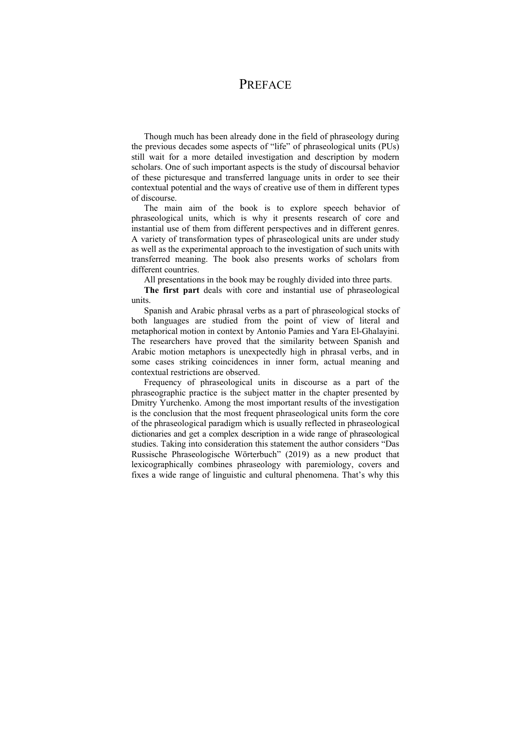# PREFACE

Though much has been already done in the field of phraseology during the previous decades some aspects of "life" of phraseological units (PUs) still wait for a more detailed investigation and description by modern scholars. One of such important aspects is the study of discoursal behavior of these picturesque and transferred language units in order to see their contextual potential and the ways of creative use of them in different types of discourse.

The main aim of the book is to explore speech behavior of phraseological units, which is why it presents research of core and instantial use of them from different perspectives and in different genres. A variety of transformation types of phraseological units are under study as well as the experimental approach to the investigation of such units with transferred meaning. The book also presents works of scholars from different countries.

All presentations in the book may be roughly divided into three parts.

**The first part** deals with core and instantial use of phraseological units.

Spanish and Arabic phrasal verbs as a part of phraseological stocks of both languages are studied from the point of view of literal and metaphorical motion in context by Antonio Pamies and Yara El-Ghalayini. The researchers have proved that the similarity between Spanish and Arabic motion metaphors is unexpectedly high in phrasal verbs, and in some cases striking coincidences in inner form, actual meaning and contextual restrictions are observed.

Frequency of phraseological units in discourse as a part of the phraseographic practice is the subject matter in the chapter presented by Dmitry Yurchenko. Among the most important results of the investigation is the conclusion that the most frequent phraseological units form the core of the phraseological paradigm which is usually reflected in phraseological dictionaries and get a complex description in a wide range of phraseological studies. Taking into consideration this statement the author considers "Das Russische Phraseologische Wörterbuch" (2019) as a new product that lexicographically combines phraseology with paremiology, covers and fixes a wide range of linguistic and cultural phenomena. That's why this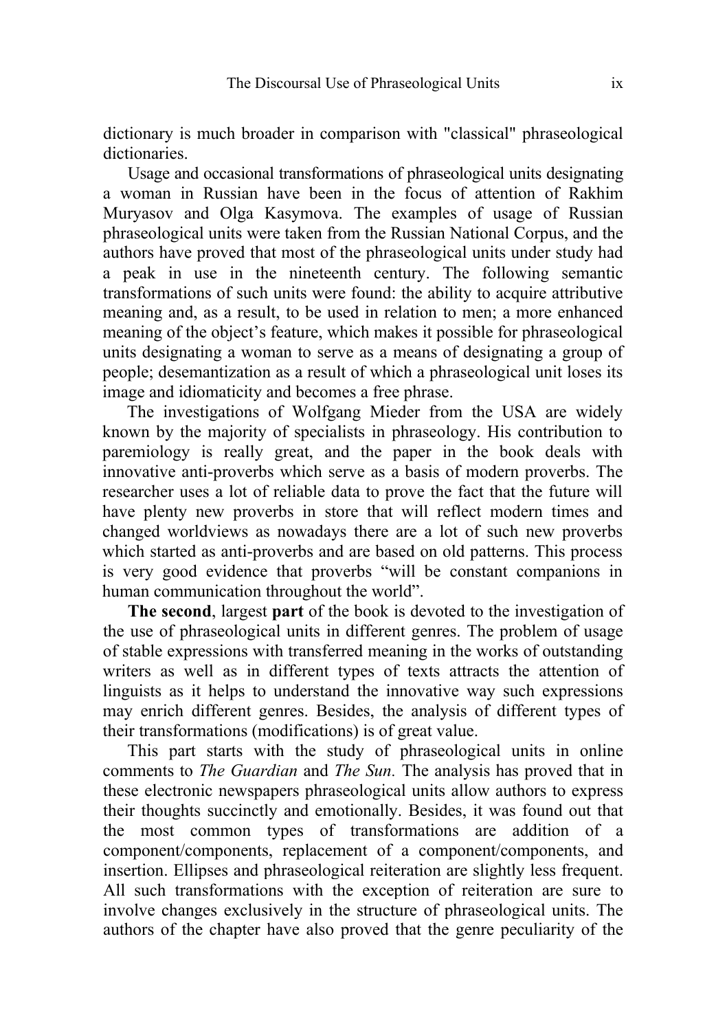dictionary is much broader in comparison with "classical" phraseological dictionaries.

Usage and occasional transformations of phraseological units designating a woman in Russian have been in the focus of attention of Rakhim Muryasov and Olga Kasymova. The examples of usage of Russian phraseological units were taken from the Russian National Corpus, and the authors have proved that most of the phraseological units under study had a peak in use in the nineteenth century. The following semantic transformations of such units were found: the ability to acquire attributive meaning and, as a result, to be used in relation to men; a more enhanced meaning of the object's feature, which makes it possible for phraseological units designating a woman to serve as a means of designating a group of people; desemantization as a result of which a phraseological unit loses its image and idiomaticity and becomes a free phrase.

The investigations of Wolfgang Mieder from the USA are widely known by the majority of specialists in phraseology. His contribution to paremiology is really great, and the paper in the book deals with innovative anti-proverbs which serve as a basis of modern proverbs. The researcher uses a lot of reliable data to prove the fact that the future will have plenty new proverbs in store that will reflect modern times and changed worldviews as nowadays there are a lot of such new proverbs which started as anti-proverbs and are based on old patterns. This process is very good evidence that proverbs "will be constant companions in human communication throughout the world".

**The second**, largest **part** of the book is devoted to the investigation of the use of phraseological units in different genres. The problem of usage of stable expressions with transferred meaning in the works of outstanding writers as well as in different types of texts attracts the attention of linguists as it helps to understand the innovative way such expressions may enrich different genres. Besides, the analysis of different types of their transformations (modifications) is of great value.

This part starts with the study of phraseological units in online comments to *The Guardian* and *The Sun.* The analysis has proved that in these electronic newspapers phraseological units allow authors to express their thoughts succinctly and emotionally. Besides, it was found out that the most common types of transformations are addition of a component/components, replacement of a component/components, and insertion. Ellipses and phraseological reiteration are slightly less frequent. All such transformations with the exception of reiteration are sure to involve changes exclusively in the structure of phraseological units. The authors of the chapter have also proved that the genre peculiarity of the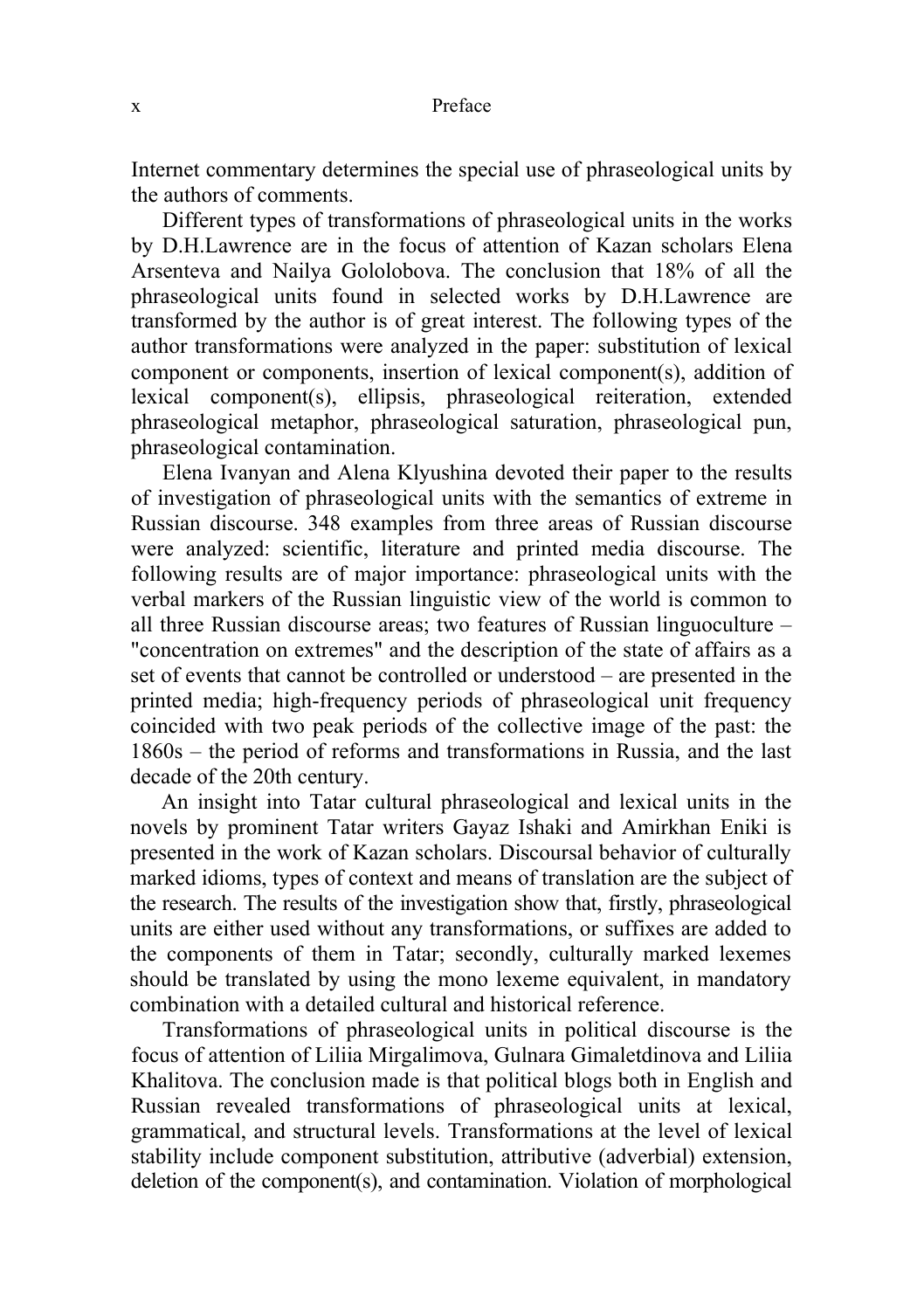Internet commentary determines the special use of phraseological units by the authors of comments.

Different types of transformations of phraseological units in the works by D.H.Lawrence are in the focus of attention of Kazan scholars Elena Arsenteva and Nailya Gololobova. The conclusion that 18% of all the phraseological units found in selected works by D.H.Lawrence are transformed by the author is of great interest. The following types of the author transformations were analyzed in the paper: substitution of lexical component or components, insertion of lexical component(s), addition of lexical component(s), ellipsis, phraseological reiteration, extended phraseological metaphor, phraseological saturation, phraseological pun, phraseological contamination.

Elena Ivanyan and Alena Klyushina devoted their paper to the results of investigation of phraseological units with the semantics of extreme in Russian discourse. 348 examples from three areas of Russian discourse were analyzed: scientific, literature and printed media discourse. The following results are of major importance: phraseological units with the verbal markers of the Russian linguistic view of the world is common to all three Russian discourse areas; two features of Russian linguoculture – "concentration on extremes" and the description of the state of affairs as a set of events that cannot be controlled or understood – are presented in the printed media; high-frequency periods of phraseological unit frequency coincided with two peak periods of the collective image of the past: the 1860s – the period of reforms and transformations in Russia, and the last decade of the 20th century.

An insight into Tatar cultural phraseological and lexical units in the novels by prominent Tatar writers Gayaz Ishaki and Amirkhan Eniki is presented in the work of Kazan scholars. Discoursal behavior of culturally marked idioms, types of context and means of translation are the subject of the research. The results of the investigation show that, firstly, phraseological units are either used without any transformations, or suffixes are added to the components of them in Tatar; secondly, culturally marked lexemes should be translated by using the mono lexeme equivalent, in mandatory combination with a detailed cultural and historical reference.

Transformations of phraseological units in political discourse is the focus of attention of Liliia Mirgalimova, Gulnara Gimaletdinova and Liliia Khalitova. The conclusion made is that political blogs both in English and Russian revealed transformations of phraseological units at lexical, grammatical, and structural levels. Transformations at the level of lexical stability include component substitution, attributive (adverbial) extension, deletion of the component(s), and contamination. Violation of morphological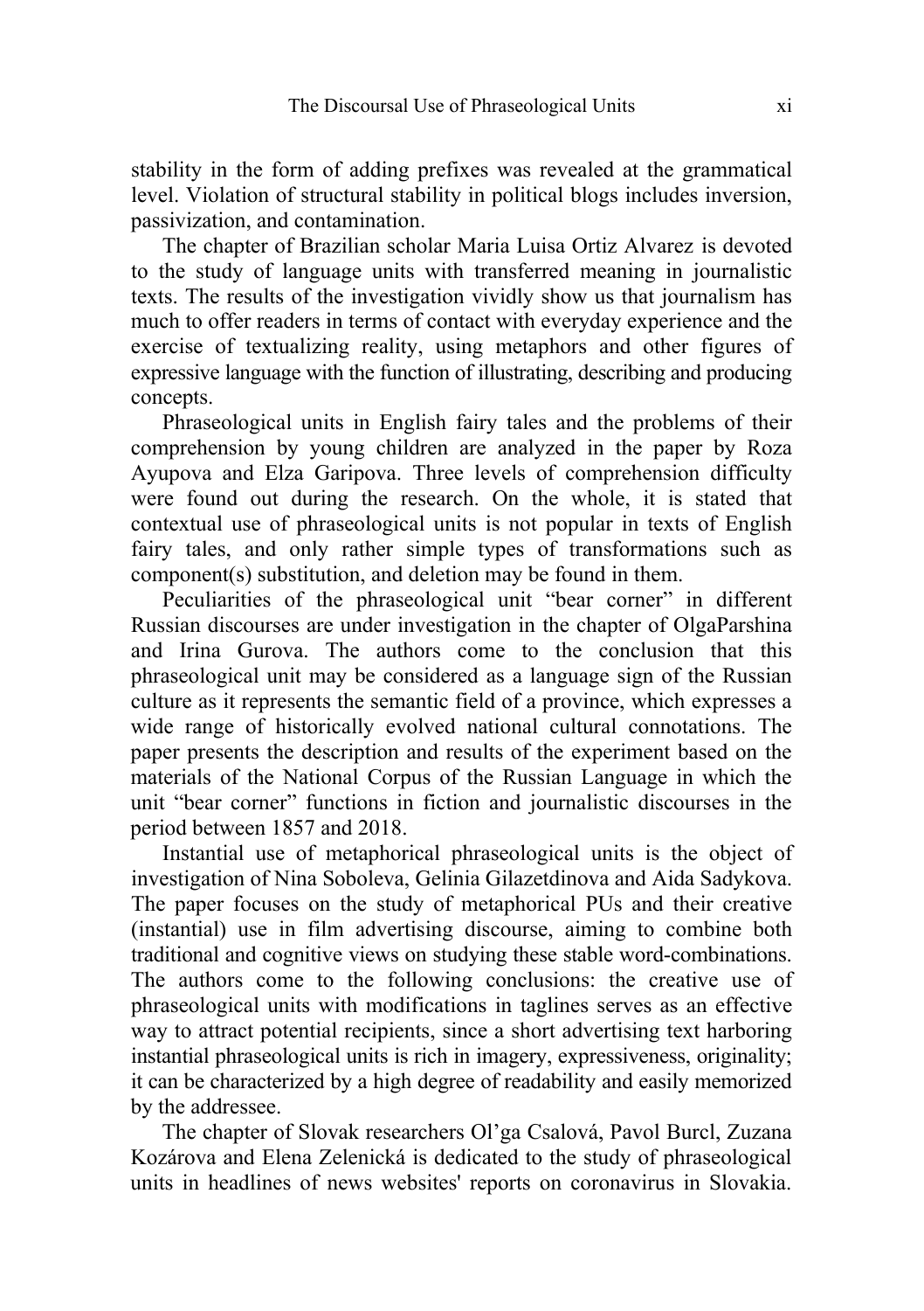stability in the form of adding prefixes was revealed at the grammatical level. Violation of structural stability in political blogs includes inversion, passivization, and contamination.

The chapter of Brazilian scholar Maria Luisa Ortiz Alvarez is devoted to the study of language units with transferred meaning in journalistic texts. The results of the investigation vividly show us that journalism has much to offer readers in terms of contact with everyday experience and the exercise of textualizing reality, using metaphors and other figures of expressive language with the function of illustrating, describing and producing concepts.

Phraseological units in English fairy tales and the problems of their comprehension by young children are analyzed in the paper by Roza Ayupova and Elza Garipova. Three levels of comprehension difficulty were found out during the research. On the whole, it is stated that contextual use of phraseological units is not popular in texts of English fairy tales, and only rather simple types of transformations such as component(s) substitution, and deletion may be found in them.

Peculiarities of the phraseological unit "bear corner" in different Russian discourses are under investigation in the chapter of OlgaParshina and Irina Gurova. The authors come to the conclusion that this phraseological unit may be considered as a language sign of the Russian culture as it represents the semantic field of a province, which expresses a wide range of historically evolved national cultural connotations. The paper presents the description and results of the experiment based on the materials of the National Corpus of the Russian Language in which the unit "bear corner" functions in fiction and journalistic discourses in the period between 1857 and 2018.

Instantial use of metaphorical phraseological units is the object of investigation of Nina Soboleva, Gelinia Gilazetdinova and Aida Sadykova. The paper focuses on the study of metaphorical PUs and their creative (instantial) use in film advertising discourse, aiming to combine both traditional and cognitive views on studying these stable word-combinations. The authors come to the following conclusions: the creative use of phraseological units with modifications in taglines serves as an effective way to attract potential recipients, since a short advertising text harboring instantial phraseological units is rich in imagery, expressiveness, originality; it can be characterized by a high degree of readability and easily memorized by the addressee.

The chapter of Slovak researchers Ol'ga Csalová, Pavol Burcl, Zuzana Kozárova and Elena Zelenická is dedicated to the study of phraseological units in headlines of news websites' reports on coronavirus in Slovakia.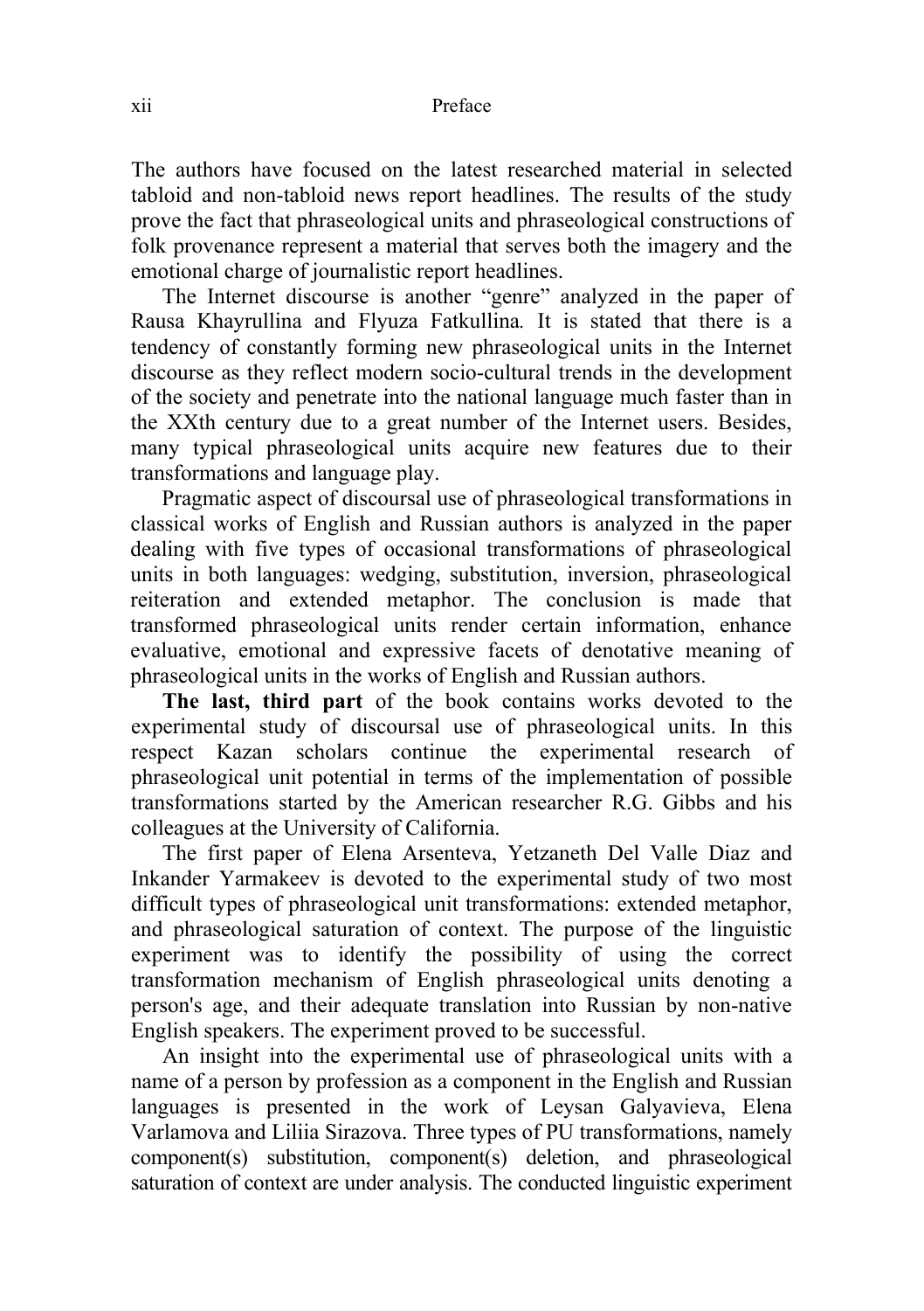The authors have focused on the latest researched material in selected tabloid and non-tabloid news report headlines. The results of the study prove the fact that phraseological units and phraseological constructions of folk provenance represent a material that serves both the imagery and the emotional charge of journalistic report headlines.

The Internet discourse is another "genre" analyzed in the paper of Rausa Khayrullina and Flyuza Fatkullina*.* It is stated that there is a tendency of constantly forming new phraseological units in the Internet discourse as they reflect modern socio-cultural trends in the development of the society and penetrate into the national language much faster than in the XXth century due to a great number of the Internet users. Besides, many typical phraseological units acquire new features due to their transformations and language play.

Pragmatic aspect of discoursal use of phraseological transformations in classical works of English and Russian authors is analyzed in the paper dealing with five types of occasional transformations of phraseological units in both languages: wedging, substitution, inversion, phraseological reiteration and extended metaphor. The conclusion is made that transformed phraseological units render certain information, enhance evaluative, emotional and expressive facets of denotative meaning of phraseological units in the works of English and Russian authors.

**The last, third part** of the book contains works devoted to the experimental study of discoursal use of phraseological units. In this respect Kazan scholars continue the experimental research of phraseological unit potential in terms of the implementation of possible transformations started by the American researcher R.G. Gibbs and his colleagues at the University of California.

The first paper of Elena Arsenteva, Yetzaneth Del Valle Diaz and Inkander Yarmakeev is devoted to the experimental study of two most difficult types of phraseological unit transformations: extended metaphor, and phraseological saturation of context. The purpose of the linguistic experiment was to identify the possibility of using the correct transformation mechanism of English phraseological units denoting a person's age, and their adequate translation into Russian by non-native English speakers. The experiment proved to be successful.

An insight into the experimental use of phraseological units with a name of a person by profession as a component in the English and Russian languages is presented in the work of Leysan Galyavieva, Elena Varlamova and Liliia Sirazova. Three types of PU transformations, namely component(s) substitution, component(s) deletion, and phraseological saturation of context are under analysis. The conducted linguistic experiment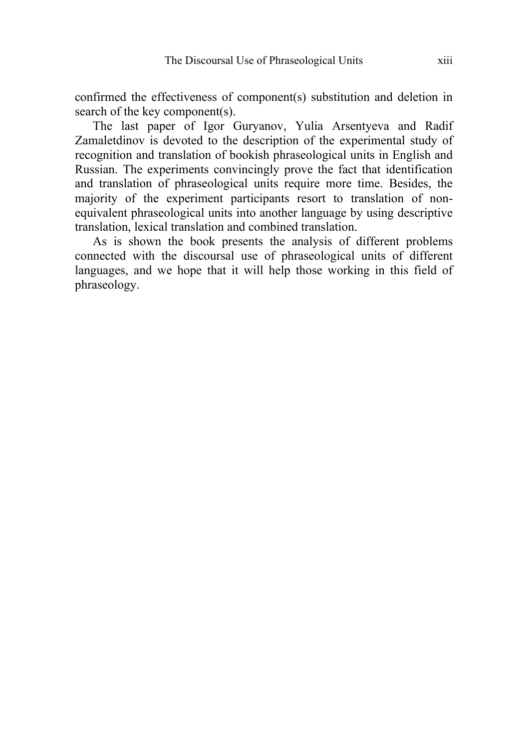confirmed the effectiveness of component(s) substitution and deletion in search of the key component(s).

The last paper of Igor Guryanov, Yulia Arsentyeva and Radif Zamaletdinov is devoted to the description of the experimental study of recognition and translation of bookish phraseological units in English and Russian. The experiments convincingly prove the fact that identification and translation of phraseological units require more time. Besides, the majority of the experiment participants resort to translation of non-equivalent phraseological units into another language by using descriptive translation, lexical translation and combined translation.

As is shown the book presents the analysis of different problems connected with the discoursal use of phraseological units of different languages, and we hope that it will help those working in this field of phraseology.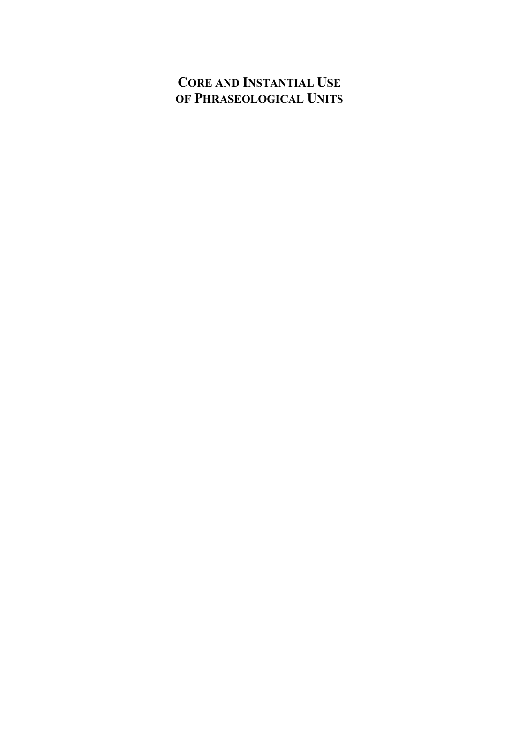# CORE AND INSTANTIAL USE OF PHRASEOLOGICAL UNITS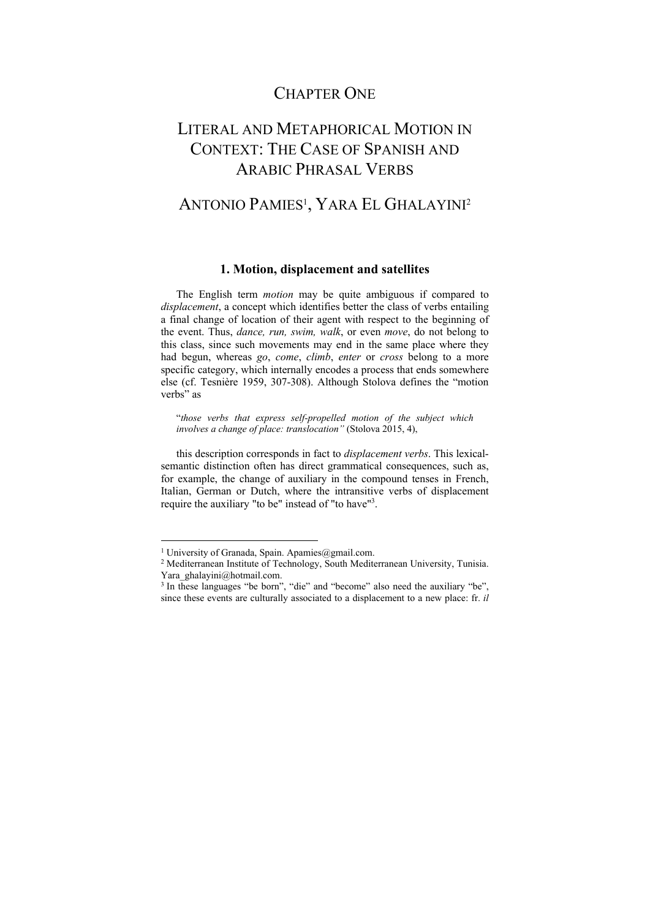# Chapter One

# Literal and Metaphorical Motion in Context: The Case of Spanish and Arabic Phrasal Verbs

## Antonio Pamies[1], Yara El Ghalayini[2]

### 1. Motion, displacement and satellites

The English term *motion* may be quite ambiguous if compared to *displacement*, a concept which identifies better the class of verbs entailing a final change of location of their agent with respect to the beginning of the event. Thus, *dance, run, swim, walk*, or even *move*, do not belong to this class, since such movements may end in the same place where they had begun, whereas *go*, *come*, *climb*, *enter* or *cross* belong to a more specific category, which internally encodes a process that ends somewhere else (cf. Tesnière 1959, 307-308). Although Stolova defines the "motion verbs" as

> "*those verbs that express self-propelled motion of the subject which involves a change of place: translocation"* (Stolova 2015, 4),

this description corresponds in fact to *displacement verbs*. This lexical-semantic distinction often has direct grammatical consequences, such as, for example, the change of auxiliary in the compound tenses in French, Italian, German or Dutch, where the intransitive verbs of displacement require the auxiliary "to be" instead of "to have"[3].

---

[1] University of Granada, Spain. Apamies@gmail.com.

[2] Mediterranean Institute of Technology, South Mediterranean University, Tunisia. Yara_ghalayini@hotmail.com.

[3] In these languages "be born", "die" and "become" also need the auxiliary "be", since these events are culturally associated to a displacement to a new place: fr. *il*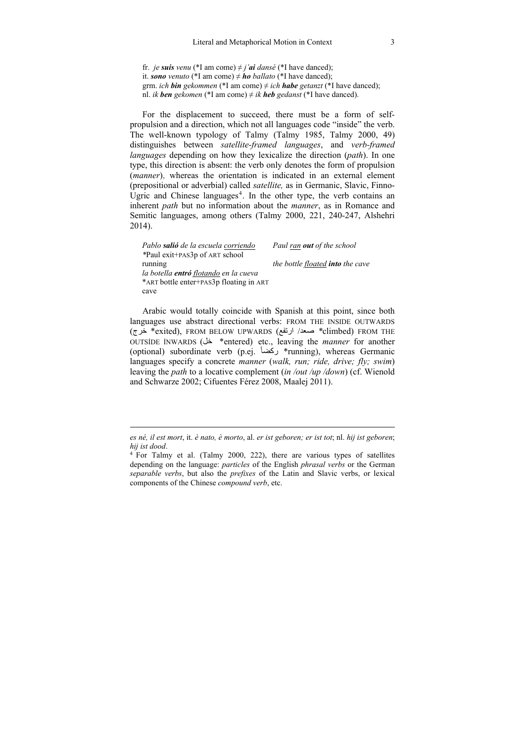fr. *je **suis** venu* (*I am come) ≠ *j'**ai** dansé* (*I have danced);
it. ***sono** venuto* (*I am come) ≠ ***ho** ballato* (*I have danced);
grm. *ich **bin** gekommen* (*I am come) ≠ *ich **habe** getanzt* (*I have danced);
nl. *ik **ben** gekomen* (*I am come) ≠ *ik **heb** gedanst* (*I have danced).

For the displacement to succeed, there must be a form of self-propulsion and a direction, which not all languages code "inside" the verb. The well-known typology of Talmy (Talmy 1985, Talmy 2000, 49) distinguishes between *satellite-framed languages*, and *verb-framed languages* depending on how they lexicalize the direction (*path*). In one type, this direction is absent: the verb only denotes the form of propulsion (*manner*), whereas the orientation is indicated in an external element (prepositional or adverbial) called *satellite,* as in Germanic, Slavic, Finno-Ugric and Chinese languages[4]. In the other type, the verb contains an inherent *path* but no information about the *manner*, as in Romance and Semitic languages, among others (Talmy 2000, 221, 240-247, Alshehri 2014).

| | |
|---|---|
| *Pablo **salió** de la escuela <u>corriendo</u>* <br> *Paul exit+PAS3p of ART school running | *Paul <u>ran</u> **out** of the school* |
| *la botella **entró** <u>flotando</u> en la cueva* <br> *ART bottle enter+PAS3p floating in ART cave | *the bottle <u>floated</u> **into** the cave* |

Arabic would totally coincide with Spanish at this point, since both languages use abstract directional verbs: FROM THE INSIDE OUTWARDS (خرج *exited), FROM BELOW UPWARDS (صعد/ ارتفع *climbed) FROM THE OUTSİDE İNWARDS (دخل *entered) etc., leaving the *manner* for another (optional) subordinate verb (p.ej. ركضاً *running), whereas Germanic languages specify a concrete *manner* (*walk, run; ride, drive; fly; swim*) leaving the *path* to a locative complement (*in /out /up /down*) (cf. Wienold and Schwarze 2002; Cifuentes Férez 2008, Maalej 2011).

---

*es né, il est mort*, it. *è nato, è morto*, al. *er ist geboren; er ist tot*; nl. *hij ist geboren*; *hij ist dood*.

[4] For Talmy et al. (Talmy 2000, 222), there are various types of satellites depending on the language: *particles* of the English *phrasal verbs* or the German *separable verbs*, but also the *prefixes* of the Latin and Slavic verbs, or lexical components of the Chinese *compound verb*, etc.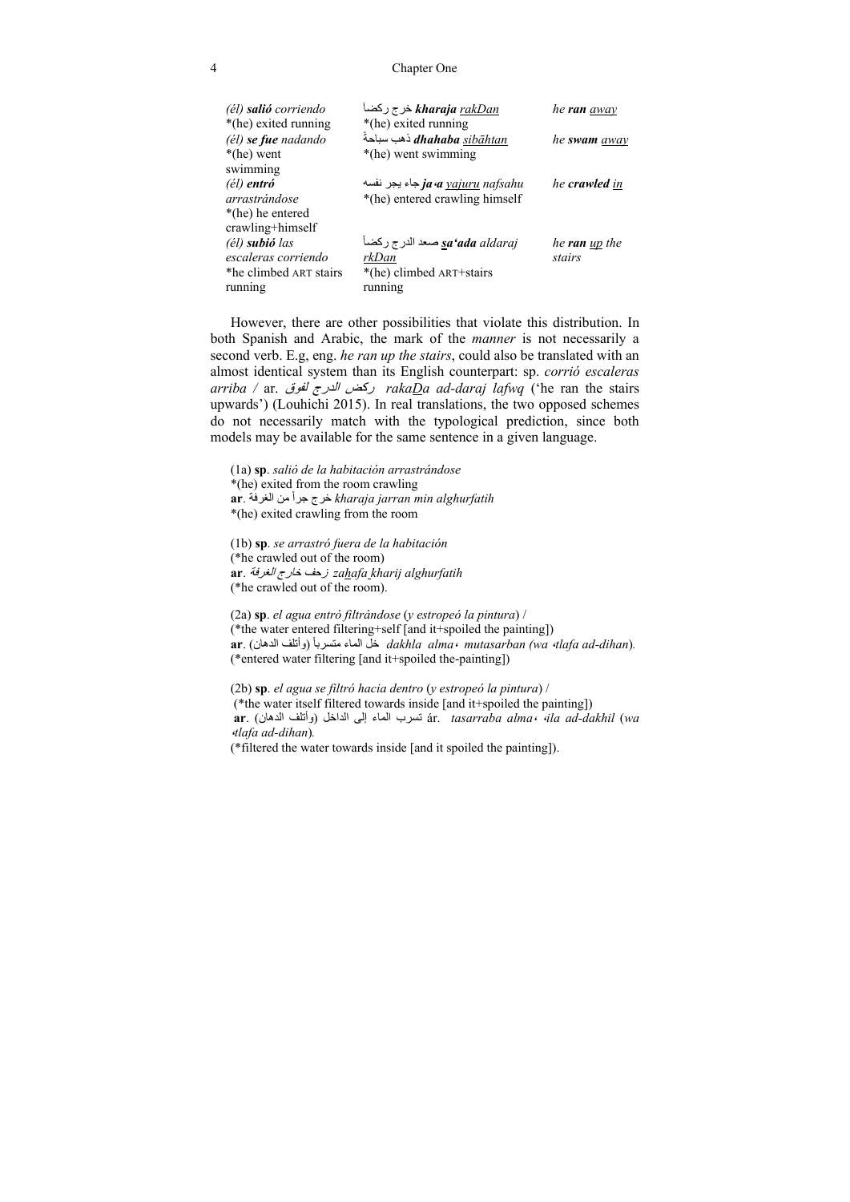| | | |
|---|---|---|
| *(él)* ***salió*** *corriendo*<br>*(he) exited running | خرج ركضاً ***kharaja*** *rakDan*<br>*(he) exited running | *he* ***ran*** *away* |
| *(él)* ***se fue*** *nadando*<br>*(he) went swimming | ذهب سباحةً ***dhahaba*** *sibāhtan*<br>*(he) went swimming | *he* ***swam*** *away* |
| *(él)* ***entró*** *arrastrándose*<br>*(he) he entered crawling+himself | جاء يجر نفسه ***ja‹a*** *yajuru nafsahu*<br>*(he) entered crawling himself | *he* ***crawled*** *in* |
| *(él)* ***subió*** *las escaleras corriendo*<br>*he climbed ART stairs running | صعد الدرج ركضاً ***sa'ada*** *aldaraj rkDan*<br>*(he) climbed ART+stairs running | *he* ***ran*** *up the stairs* |

However, there are other possibilities that violate this distribution. In both Spanish and Arabic, the mark of the *manner* is not necessarily a second verb. E.g, eng. *he ran up the stairs*, could also be translated with an almost identical system than its English counterpart: sp. *corrió escaleras arriba* / ar. *ركض الدرج لفوق rakaDa ad-daraj lafwq* ('he ran the stairs upwards') (Louhichi 2015). In real translations, the two opposed schemes do not necessarily match with the typological prediction, since both models may be available for the same sentence in a given language.

(1a) **sp**. *salió de la habitación arrastrándose*
*(he) exited from the room crawling
**ar**. خرج جراً من الغرفة *kharaja jarran min alghurfatih*
*(he) exited crawling from the room

(1b) **sp**. *se arrastró fuera de la habitación*
(*he crawled out of the room)
**ar**. *زحف خارج الغرفة zahafa kharij alghurfatih*
(*he crawled out of the room).

(2a) **sp**. *el agua entró filtrándose* (*y estropeó la pintura*) /
(*the water entered filtering+self [and it+spoiled the painting])
**ar**. (وأتلف الدهان) خل الماء متسرباً *dakhla alma‹ mutasarban (wa ‹tlafa ad-dihan*).
(*entered water filtering [and it+spoiled the-painting])

(2b) **sp**. *el agua se filtró hacia dentro* (*y estropeó la pintura*) /
(*the water itself filtered towards inside [and it+spoiled the painting])
**ar**. (وأتلف الدهان) تسرب الماء إلى الداخل ár. *tasarraba alma‹ ‹ila ad-dakhil* (*wa ‹tlafa ad-dihan*).
(*filtered the water towards inside [and it spoiled the painting]).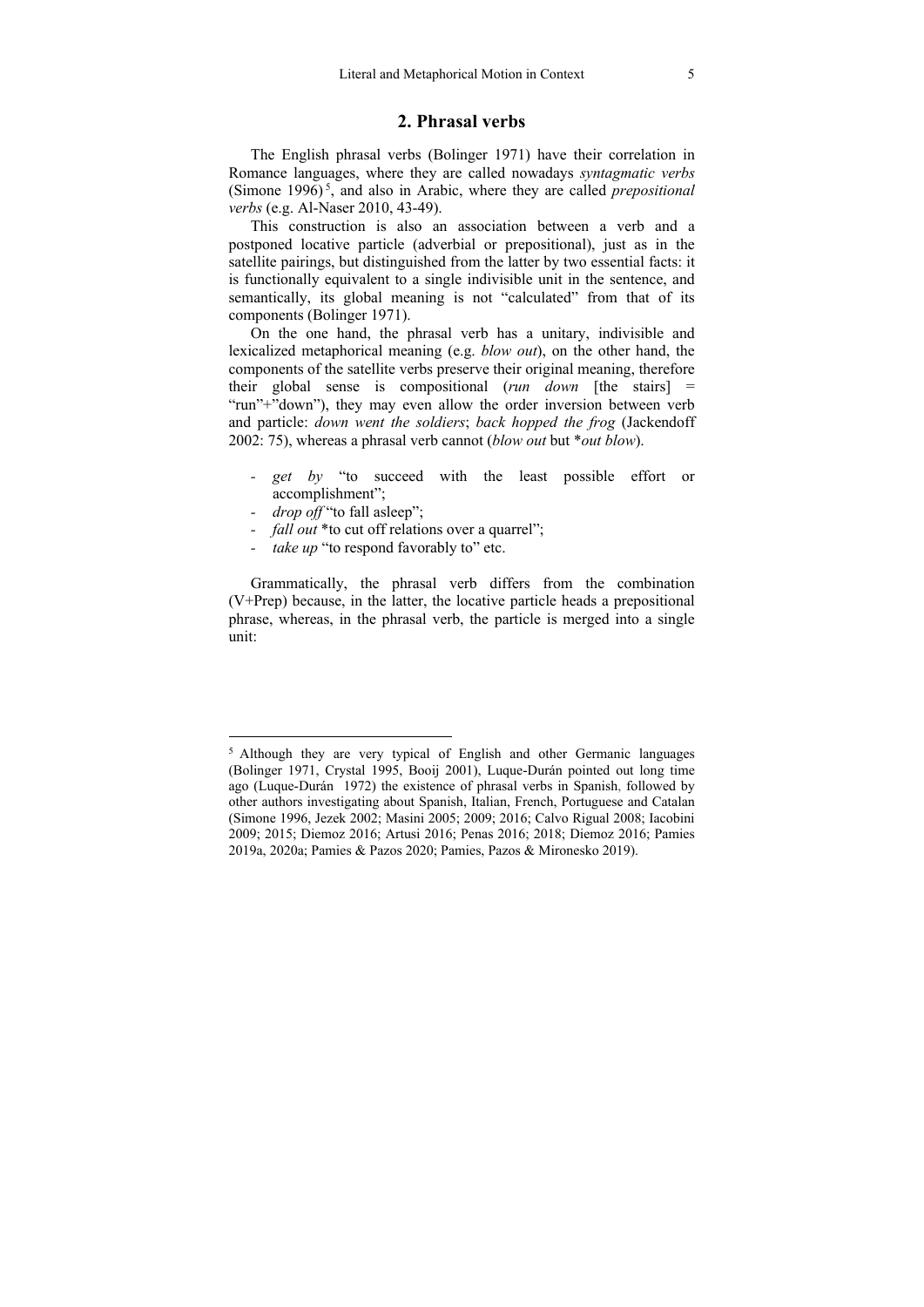## 2. Phrasal verbs

The English phrasal verbs (Bolinger 1971) have their correlation in Romance languages, where they are called nowadays *syntagmatic verbs* (Simone 1996)[5], and also in Arabic, where they are called *prepositional verbs* (e.g. Al-Naser 2010, 43-49).

This construction is also an association between a verb and a postponed locative particle (adverbial or prepositional), just as in the satellite pairings, but distinguished from the latter by two essential facts: it is functionally equivalent to a single indivisible unit in the sentence, and semantically, its global meaning is not "calculated" from that of its components (Bolinger 1971).

On the one hand, the phrasal verb has a unitary, indivisible and lexicalized metaphorical meaning (e.g. *blow out*), on the other hand, the components of the satellite verbs preserve their original meaning, therefore their global sense is compositional (*run down* [the stairs] = "run"+"down"), they may even allow the order inversion between verb and particle: *down went the soldiers*; *back hopped the frog* (Jackendoff 2002: 75), whereas a phrasal verb cannot (*blow out* but *\*out blow*).

- *get by* "to succeed with the least possible effort or accomplishment";
- *drop off* "to fall asleep";
- *fall out* \*to cut off relations over a quarrel";
- *take up* "to respond favorably to" etc.

Grammatically, the phrasal verb differs from the combination (V+Prep) because, in the latter, the locative particle heads a prepositional phrase, whereas, in the phrasal verb, the particle is merged into a single unit:

---

[5] Although they are very typical of English and other Germanic languages (Bolinger 1971, Crystal 1995, Booij 2001), Luque-Durán pointed out long time ago (Luque-Durán 1972) the existence of phrasal verbs in Spanish, followed by other authors investigating about Spanish, Italian, French, Portuguese and Catalan (Simone 1996, Jezek 2002; Masini 2005; 2009; 2016; Calvo Rigual 2008; Iacobini 2009; 2015; Diemoz 2016; Artusi 2016; Penas 2016; 2018; Diemoz 2016; Pamies 2019a, 2020a; Pamies & Pazos 2020; Pamies, Pazos & Mironesko 2019).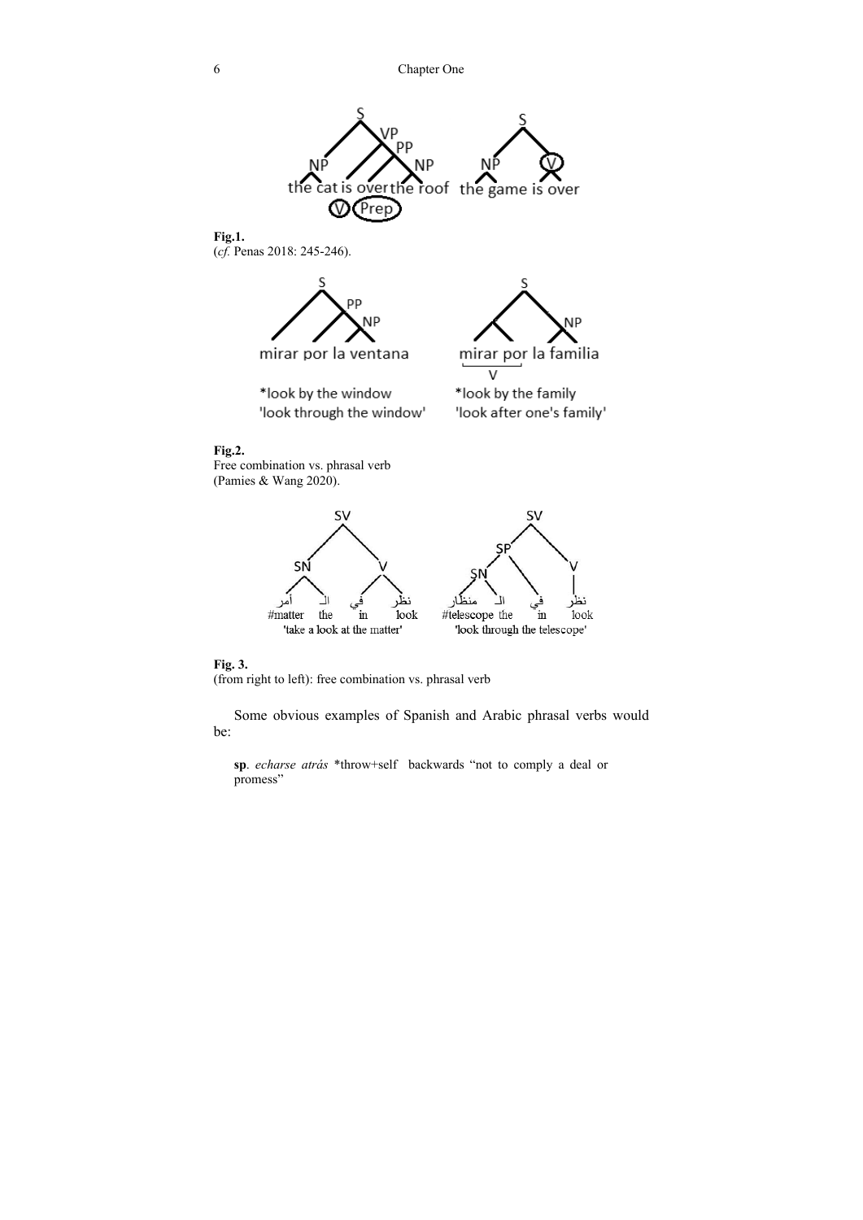the cat is over the roof the game is over

**Fig.1.**
(*cf.* Penas 2018: 245-246).

mirar por la ventana mirar por la familia

*look by the window *look by the family
'look through the window' 'look after one's family'

**Fig.2.**
Free combination vs. phrasal verb
(Pamies & Wang 2020).

#matter the in look #telescope the in look
'take a look at the matter' 'look through the telescope'

**Fig. 3.**
(from right to left): free combination vs. phrasal verb

Some obvious examples of Spanish and Arabic phrasal verbs would be:

**sp**. *echarse atrás* *throw+self backwards "not to comply a deal or promess"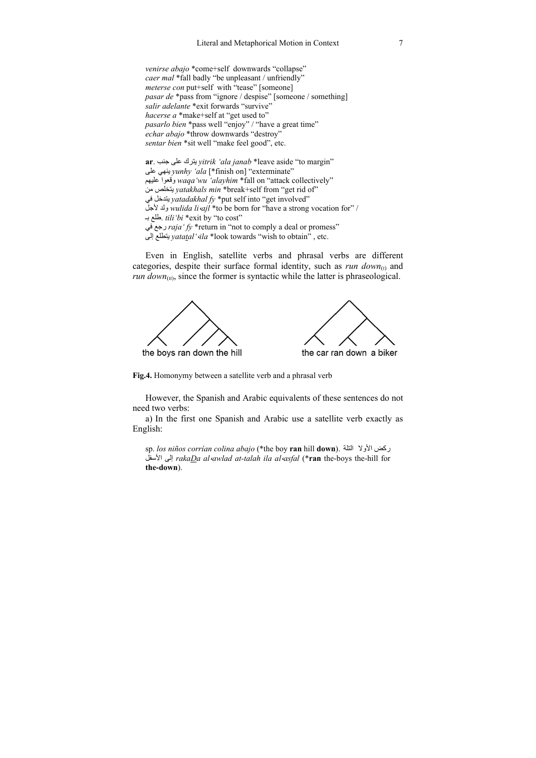*venirse abajo* *come+self downwards "collapse"
*caer mal* *fall badly "be unpleasant / unfriendly"
*meterse con* put+self with "tease" [someone]
*pasar de* *pass from "ignore / despise" [someone / something]
*salir adelante* *exit forwards "survive"
*hacerse a* *make+self at "get used to"
*pasarlo bien* *pass well "enjoy" / "have a great time"
*echar abajo* *throw downwards "destroy"
*sentar bien* *sit well "make feel good", etc.

**ar**. يترك على جنب *yitrik 'ala janab* *leave aside "to margin"
ينهي على *yunhy 'ala* [*finish on] "exterminate"
وقعوا عليهم *waqa'wu 'alayhim* *fall on "attack collectively"
يتخلص من *yatakhals min* *break+self from "get rid of"
يتدخل في *yatadakhal fy* *put self into "get involved"
ولد لأجل *wulida li ajl* *to be born for "have a strong vocation for" /
طلع بـ. *tili'bi* *exit by "to cost"
رجع في *raja' fy* *return in "not to comply a deal or promess"
يتطلع إلى *yataṭal'ila* *look towards "wish to obtain" , etc.

Even in English, satellite verbs and phrasal verbs are different categories, despite their surface formal identity, such as *run down*(I) and *run down*(II), since the former is syntactic while the latter is phraseological.

the boys ran down the hill

the car ran down a biker

**Fig.4.** Homonymy between a satellite verb and a phrasal verb

However, the Spanish and Arabic equivalents of these sentences do not need two verbs:

a) In the first one Spanish and Arabic use a satellite verb exactly as English:

sp. *los niños corrían colina abajo* (*the boy **ran** hill **down**). ركض الأولا التلة إلى الأسفل *rakaDa al awlad at-talah ila al asfal* (***ran** the-boys the-hill for **the-down**).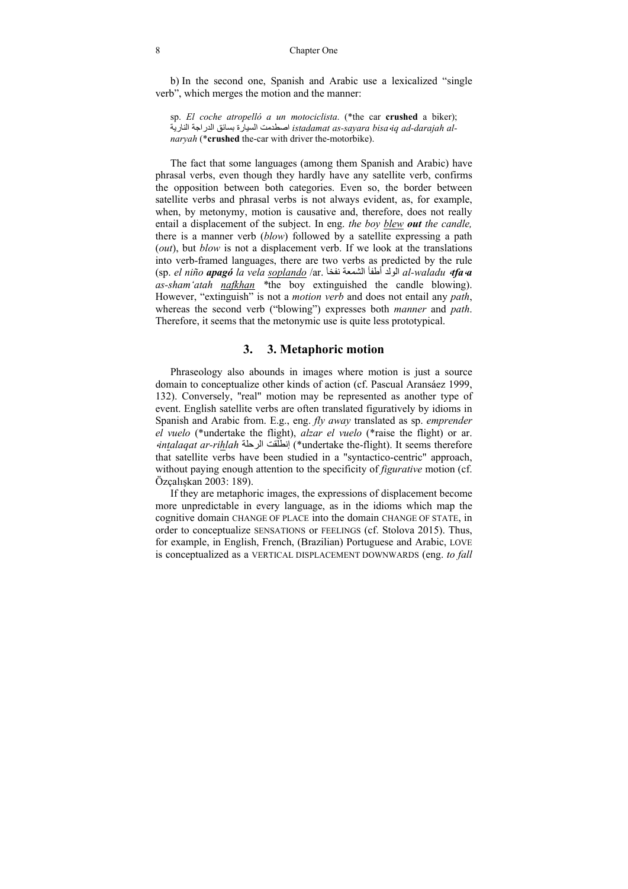b) In the second one, Spanish and Arabic use a lexicalized "single verb", which merges the motion and the manner:

> sp. *El coche atropelló a un motociclista.* (*the car **crushed** a biker); اصطدمت السيارة بسائق الدراجة النارية *istadamat as-sayara bisa‘iq ad-darajah al-naryah* (***crushed** the-car with driver the-motorbike).

The fact that some languages (among them Spanish and Arabic) have phrasal verbs, even though they hardly have any satellite verb, confirms the opposition between both categories. Even so, the border between satellite verbs and phrasal verbs is not always evident, as, for example, when, by metonymy, motion is causative and, therefore, does not really entail a displacement of the subject. In eng. *the boy <u>blew</u> **out** the candle,* there is a manner verb (*blew*) followed by a satellite expressing a path (*out*), but *blow* is not a displacement verb. If we look at the translations into verb-framed languages, there are two verbs as predicted by the rule (sp. *el niño **apagó** la vela <u>soplando</u>* /ar. الولد أطفأ الشمعة نفخاً *al-waladu **‘tfa‘a** as-sham‘atah <u>nafkhan</u>* *the boy extinguished the candle blowing). However, "extinguish" is not a *motion verb* and does not entail any *path*, whereas the second verb ("blowing") expresses both *manner* and *path*. Therefore, it seems that the metonymic use is quite less prototypical.

## 3. 3. Metaphoric motion

Phraseology also abounds in images where motion is just a source domain to conceptualize other kinds of action (cf. Pascual Aransáez 1999, 132). Conversely, "real" motion may be represented as another type of event. English satellite verbs are often translated figuratively by idioms in Spanish and Arabic from. E.g., eng. *fly away* translated as sp. *emprender el vuelo* (*undertake the flight), *alzar el vuelo* (*raise the flight) or ar. *‘inṯalaqat ar-riḫlah* إنطلقت الرحلة (*undertake the-flight). It seems therefore that satellite verbs have been studied in a "syntactico-centric" approach, without paying enough attention to the specificity of *figurative* motion (cf. Özçalışkan 2003: 189).

If they are metaphoric images, the expressions of displacement become more unpredictable in every language, as in the idioms which map the cognitive domain CHANGE OF PLACE into the domain CHANGE OF STATE, in order to conceptualize SENSATIONS or FEELINGS (cf. Stolova 2015). Thus, for example, in English, French, (Brazilian) Portuguese and Arabic, LOVE is conceptualized as a VERTICAL DISPLACEMENT DOWNWARDS (eng. *to fall*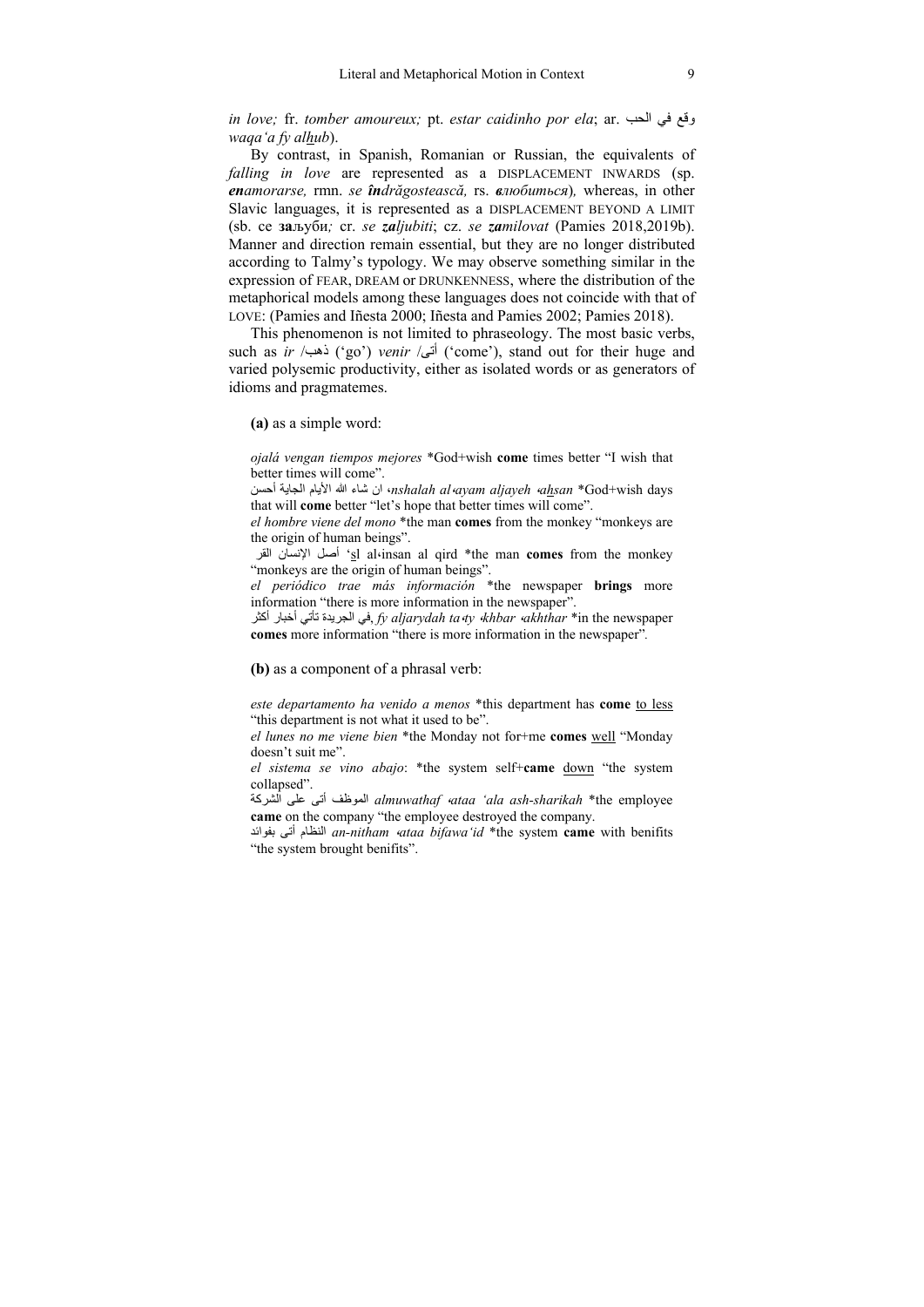*in love;* fr. *tomber amoureux;* pt. *estar caidinho por ela*; ar. وقع في الحب *waqa'a fy alhub*).

By contrast, in Spanish, Romanian or Russian, the equivalents of *falling in love* are represented as a DISPLACEMENT INWARDS (sp. ***en****amorarse,* rmn. *se* ***în****drăgostească,* rs. ***в****любиться*), whereas, in other Slavic languages, it is represented as a DISPLACEMENT BEYOND A LIMIT (sb. се **за**љуби*;* cr. *se* ***za****ljubiti*; cz. *se* ***za****milovat* (Pamies 2018,2019b). Manner and direction remain essential, but they are no longer distributed according to Talmy's typology. We may observe something similar in the expression of FEAR, DREAM or DRUNKENNESS, where the distribution of the metaphorical models among these languages does not coincide with that of LOVE: (Pamies and Iñesta 2000; Iñesta and Pamies 2002; Pamies 2018).

This phenomenon is not limited to phraseology. The most basic verbs, such as *ir* /ذهب ('go') *venir* /أتى ('come'), stand out for their huge and varied polysemic productivity, either as isolated words or as generators of idioms and pragmatemes.

**(a)** as a simple word:

*ojalá vengan tiempos mejores* *God+wish **come** times better "I wish that better times will come".

ان شاء الله الأيام الجاية أحسن ،*nshalah al*،*ayam aljayeh* ،*ahsan* *God+wish days that will **come** better "let's hope that better times will come".

*el hombre viene del mono* *the man **comes** from the monkey "monkeys are the origin of human beings".

أصل الإنسان القر 'sl al،insan al qird *the man **comes** from the monkey "monkeys are the origin of human beings".

*el periódico trae más información* *the newspaper **brings** more information "there is more information in the newspaper".

في الجريدة تأتي أخبار أكثر, *fy aljarydah ta*،*ty* ،*khbar* ،*akhthar* *in the newspaper **comes** more information "there is more information in the newspaper".

**(b)** as a component of a phrasal verb:

*este departamento ha venido a menos* *this department has **come** to less "this department is not what it used to be".

*el lunes no me viene bien* *the Monday not for+me **comes** well "Monday doesn't suit me".

*el sistema se vino abajo*: *the system self+**came** down "the system collapsed".

الموظف أتى على الشركة *almuwathaf* ،*ataa 'ala ash-sharikah* *the employee **came** on the company "the employee destroyed the company.

النظام أتى بفوائد *an-nitham* ،*ataa bifawa'id* *the system **came** with benifits "the system brought benifits".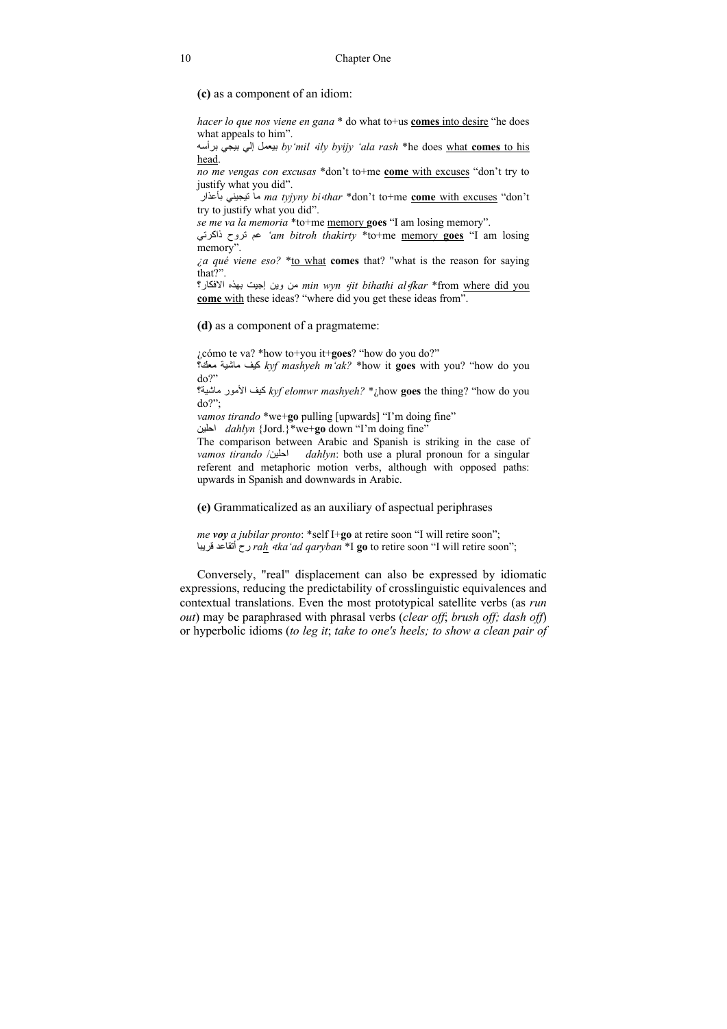**(c)** as a component of an idiom:

*hacer lo que nos viene en gana* * do what to+us **comes** into desire "he does what appeals to him".

بيعمل إلي بيجي برأسه *by'mil ʔily byijy 'ala rash* *he does what **comes** to his head.

*no me vengas con excusas* *don't to+me **come** with excuses "don't try to justify what you did".

ما تيجيني بأعذار *ma tyjyny biʔthar* *don't to+me **come** with excuses "don't try to justify what you did".

*se me va la memoria* *to+me memory **goes** "I am losing memory".

عم تروح ذاكرتي *'am bitroh thakirty* *to+me memory **goes** "I am losing memory".

*¿a qué viene eso?* *to what **comes** that? "what is the reason for saying that?".

من وين إجيت بهذه الافكار؟ *min wyn ʔjit bihathi alʔfkar* *from where did you **come** with these ideas? "where did you get these ideas from".

**(d)** as a component of a pragmateme:

¿cómo te va? *how to+you it+**goes**? "how do you do?"

كيف ماشية معك؟ *kyf mashyeh m'ak?* *how it **goes** with you? "how do you do?"

كيف الأمور ماشية؟ *kyf elomwr mashyeh?* *¿how **goes** the thing? "how do you do?";

*vamos tirando* *we+**go** pulling [upwards] "I'm doing fine"

احلين *dahlyn* {Jord.}*we+**go** down "I'm doing fine"

The comparison between Arabic and Spanish is striking in the case of *vamos tirando* /احلين *dahlyn*: both use a plural pronoun for a singular referent and metaphoric motion verbs, although with opposed paths: upwards in Spanish and downwards in Arabic.

**(e)** Grammaticalized as an auxiliary of aspectual periphrases

*me **voy** a jubilar pronto*: *self I+**go** at retire soon "I will retire soon";

رح أتقاعد قريبا *rah ʔtka'ad qaryban* *I **go** to retire soon "I will retire soon";

Conversely, "real" displacement can also be expressed by idiomatic expressions, reducing the predictability of crosslinguistic equivalences and contextual translations. Even the most prototypical satellite verbs (as *run out*) may be paraphrased with phrasal verbs (*clear off*; *brush off; dash off*) or hyperbolic idioms (*to leg it*; *take to one's heels; to show a clean pair of*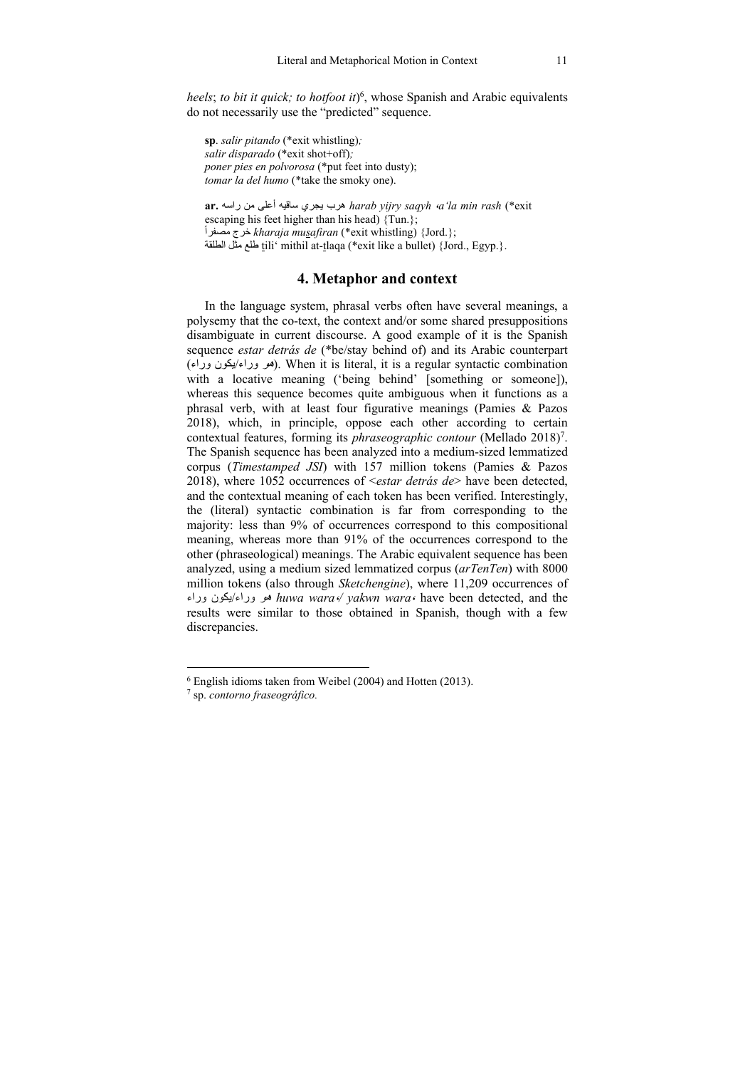*heels*; *to bit it quick; to hotfoot it*)[6], whose Spanish and Arabic equivalents do not necessarily use the "predicted" sequence.

> **sp**. *salir pitando* (*exit whistling)*;*
> *salir disparado* (*exit shot+off)*;*
> *poner pies en polvorosa* (*put feet into dusty);
> *tomar la del humo* (*take the smoky one).

> **ar.** هرب يجري ساقيه أعلى من راسه *harab yijry saqyh ‹a'la min rash* (*exit escaping his feet higher than his head) {Tun.};
> خرج مصفراً *kharaja muṣafiran* (*exit whistling) {Jord.};
> طلع مثل الطلقة ṭili' mithil at-ṭlaqa (*exit like a bullet) {Jord., Egyp.}.

## 4. Metaphor and context

In the language system, phrasal verbs often have several meanings, a polysemy that the co-text, the context and/or some shared presuppositions disambiguate in current discourse. A good example of it is the Spanish sequence *estar detrás de* (*be/stay behind of) and its Arabic counterpart (هو وراء/يكون وراء). When it is literal, it is a regular syntactic combination with a locative meaning ('being behind' [something or someone]), whereas this sequence becomes quite ambiguous when it functions as a phrasal verb, with at least four figurative meanings (Pamies & Pazos 2018), which, in principle, oppose each other according to certain contextual features, forming its *phraseographic contour* (Mellado 2018)[7]. The Spanish sequence has been analyzed into a medium-sized lemmatized corpus (*Timestamped JSI*) with 157 million tokens (Pamies & Pazos 2018), where 1052 occurrences of <*estar detrás de*> have been detected, and the contextual meaning of each token has been verified. Interestingly, the (literal) syntactic combination is far from corresponding to the majority: less than 9% of occurrences correspond to this compositional meaning, whereas more than 91% of the occurrences correspond to the other (phraseological) meanings. The Arabic equivalent sequence has been analyzed, using a medium sized lemmatized corpus (*arTenTen*) with 8000 million tokens (also through *Sketchengine*), where 11,209 occurrences of هو وراء/يكون وراء *huwa wara‹/ yakwn wara‹* have been detected, and the results were similar to those obtained in Spanish, though with a few discrepancies.

---

[6] English idioms taken from Weibel (2004) and Hotten (2013).

[7] sp. *contorno fraseográfico.*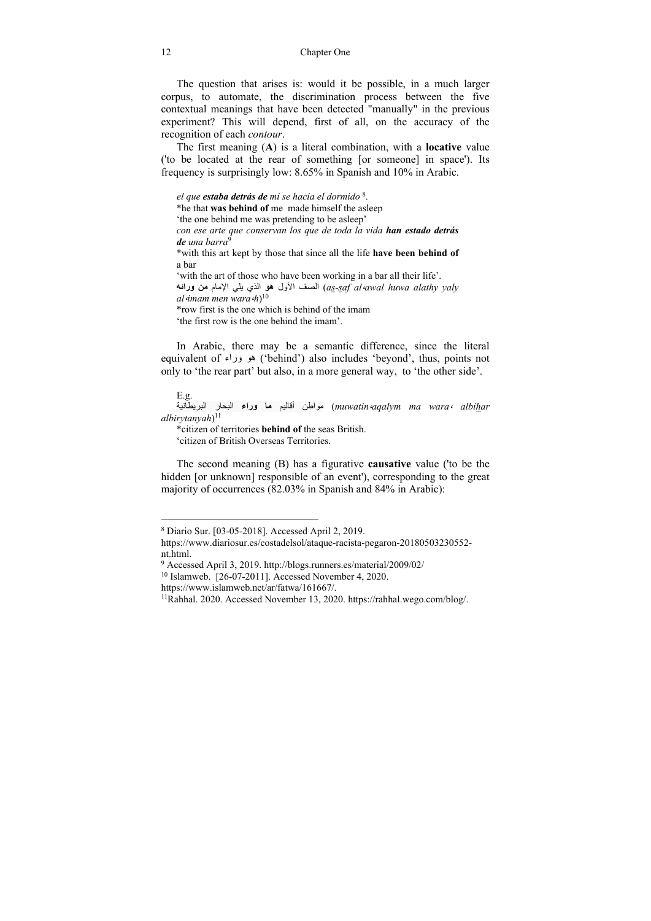The question that arises is: would it be possible, in a much larger corpus, to automate, the discrimination process between the five contextual meanings that have been detected "manually" in the previous experiment? This will depend, first of all, on the accuracy of the recognition of each *contour*.

The first meaning (**A**) is a literal combination, with a **locative** value ('to be located at the rear of something [or someone] in space'). Its frequency is surprisingly low: 8.65% in Spanish and 10% in Arabic.

> *el que **estaba detrás de** mí se hacía el dormido* [8].
> *he that **was behind of** me made himself the asleep
> 'the one behind me was pretending to be asleep'
> *con ese arte que conservan los que de toda la vida **han estado detrás de** una barra*[9]
> *with this art kept by those that since all the life **have been behind of** a bar
> 'with the art of those who have been working in a bar all their life'.
> الصف الأول **هو** الذي يلي الإمام **من ورائه** (*as-saf al‹awal huwa alathy yaly al‹imam men wara‹h*)[10]
> *row first is the one which is behind of the imam
> 'the first row is the one behind the imam'.

In Arabic, there may be a semantic difference, since the literal equivalent of هو وراء ('behind') also includes 'beyond', thus, points not only to 'the rear part' but also, in a more general way, to 'the other side'.

> E.g.
> مواطن أقاليم **ما وراء** البحار البريطانية (*muwatin‹aqalym ma wara‹ albihar albirytanyah*)[11]
> *citizen of territories **behind of** the seas British.
> 'citizen of British Overseas Territories.

The second meaning (B) has a figurative **causative** value ('to be the hidden [or unknown] responsible of an event'), corresponding to the great majority of occurrences (82.03% in Spanish and 84% in Arabic):

---

[8] Diario Sur. [03-05-2018]. Accessed April 2, 2019. https://www.diariosur.es/costadelsol/ataque-racista-pegaron-20180503230552-nt.html.

[9] Accessed April 3, 2019. http://blogs.runners.es/material/2009/02/

[10] Islamweb. [26-07-2011]. Accessed November 4, 2020. https://www.islamweb.net/ar/fatwa/161667/.

[11] Rahhal. 2020. Accessed November 13, 2020. https://rahhal.wego.com/blog/.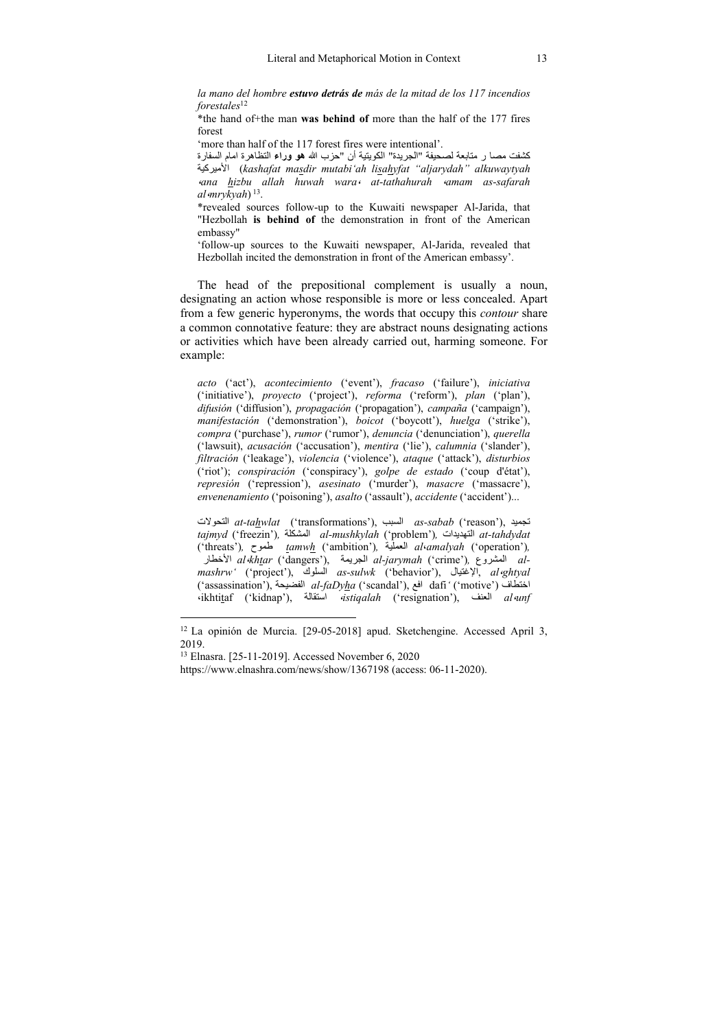*la mano del hombre* ***estuvo detrás de*** *más de la mitad de los 117 incendios forestales*[12]

*the hand of+the man **was behind of** more than the half of the 177 fires forest

'more than half of the 117 forest fires were intentional'.

كشفت مصا ر متابعة لصحيفة "الجريدة" الكويتية أن "حزب الله **هو وراء** التظاهرة امام السفارة الأميركية (*kashafat masdir mutabi'ah lisahyfat "aljarydah" alkuwaytyah 'ana hizbu allah huwah wara' at-tathahurah 'amam as-safarah al'mrykyah*) [13].

*revealed sources follow-up to the Kuwaiti newspaper Al-Jarida, that "Hezbollah **is behind of** the demonstration in front of the American embassy"

'follow-up sources to the Kuwaiti newspaper, Al-Jarida, revealed that Hezbollah incited the demonstration in front of the American embassy'.

The head of the prepositional complement is usually a noun, designating an action whose responsible is more or less concealed. Apart from a few generic hyperonyms, the words that occupy this *contour* share a common connotative feature: they are abstract nouns designating actions or activities which have been already carried out, harming someone. For example:

*acto* ('act'), *acontecimiento* ('event'), *fracaso* ('failure'), *iniciativa* ('initiative'), *proyecto* ('project'), *reforma* ('reform'), *plan* ('plan'), *difusión* ('diffusion'), *propagación* ('propagation'), *campaña* ('campaign'), *manifestación* ('demonstration'), *boicot* ('boycott'), *huelga* ('strike'), *compra* ('purchase'), *rumor* ('rumor'), *denuncia* ('denunciation'), *querella* ('lawsuit'), *acusación* ('accusation'), *mentira* ('lie'), *calumnia* ('slander'), *filtración* ('leakage'), *violencia* ('violence'), *ataque* ('attack'), *disturbios* ('riot'); *conspiración* ('conspiracy'), *golpe de estado* ('coup d'état'), *represión* ('repression'), *asesinato* ('murder'), *masacre* ('massacre'), *envenenamiento* ('poisoning'), *asalto* ('assault'), *accidente* ('accident')...

التحولات *at-tahwlat* ('transformations'), السبب *as-sabab* ('reason'), تجميد *tajmyd* ('freezin'), المشكلة *al-mushkylah* ('problem'), التهديدات *at-tahdydat* ('threats'), طموح *tamwh* ('ambition'), العملية *al'amalyah* ('operation'), الأخطار *al'khtar* ('dangers'), الجريمة *al-jarymah* ('crime'), المشروع *al-mashrw'* ('project'), السلوك *as-sulwk* ('behavior'), الإغتيال *al'ghtyal* ('assassination'), الفضيحة *al-faDyha* ('scandal'), افع dafi' ('motive') اختطاف 'ikhtitaf ('kidnap'), استقالة *'istiqalah* ('resignation'), العنف *al'unf*

[12] La opinión de Murcia. [29-05-2018] apud. Sketchengine. Accessed April 3, 2019.

[13] Elnasra. [25-11-2019]. Accessed November 6, 2020 https://www.elnashra.com/news/show/1367198 (access: 06-11-2020).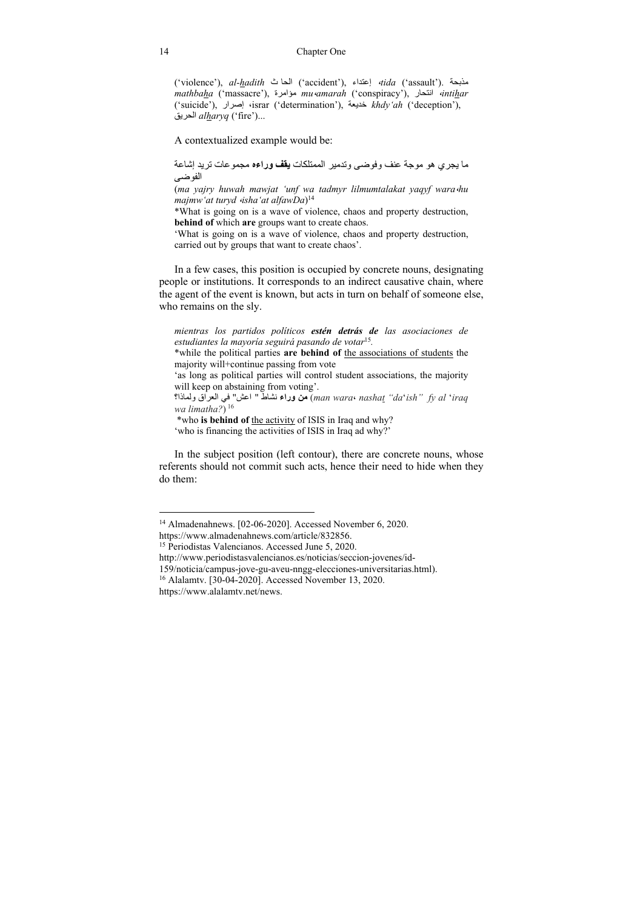('violence'), *al-ḥadith* الحا ث ('accident'), إعتداء ؏*tida* ('assault'). مذبحة *mathbaḥa* ('massacre'), مؤامرة *mu*؏*amarah* ('conspiracy'), انتحار ؏*intiḥar* ('suicide'), إصرار ؏israr ('determination'), خديعة *khdy'ah* ('deception'), الحريق *alḥaryq* ('fire')...

A contextualized example would be:

ما يجري هو موجة عنف وفوضى وتدمير الممتلكات **يقف وراءه** مجموعات تريد إشاعة الفوضى

(*ma yajry huwah mawjat 'unf wa tadmyr lilmumtalakat yaqyf wara*؏*hu majmw'at turyd* ؏*isha'at alfawDa*)[14]

*What is going on is a wave of violence, chaos and property destruction, **behind of** which **are** groups want to create chaos.

'What is going on is a wave of violence, chaos and property destruction, carried out by groups that want to create chaos'.

In a few cases, this position is occupied by concrete nouns, designating people or institutions. It corresponds to an indirect causative chain, where the agent of the event is known, but acts in turn on behalf of someone else, who remains on the sly.

*mientras los partidos políticos **estén detrás de** las asociaciones de estudiantes la mayoría seguirá pasando de votar*[15].

*while the political parties **are behind of** <u>the associations of students</u> the majority will+continue passing from vote

'as long as political parties will control student associations, the majority will keep on abstaining from voting'.

**من وراء** نشاط " اعش" في العراق ولماذا؟ (*man wara*؏ *nashaṯ "da'ish" fy al 'iraq wa limatha?*) [16]

*who **is behind of** <u>the activity</u> of ISIS in Iraq and why?

'who is financing the activities of ISIS in Iraq ad why?'

In the subject position (left contour), there are concrete nouns, whose referents should not commit such acts, hence their need to hide when they do them:

---

[14] Almadenahnews. [02-06-2020]. Accessed November 6, 2020. https://www.almadenahnews.com/article/832856.

[15] Periodistas Valencianos. Accessed June 5, 2020. http://www.periodistasvalencianos.es/noticias/seccion-jovenes/id-159/noticia/campus-jove-gu-aveu-nngg-elecciones-universitarias.html).

[16] Alalamtv. [30-04-2020]. Accessed November 13, 2020. https://www.alalamtv.net/news.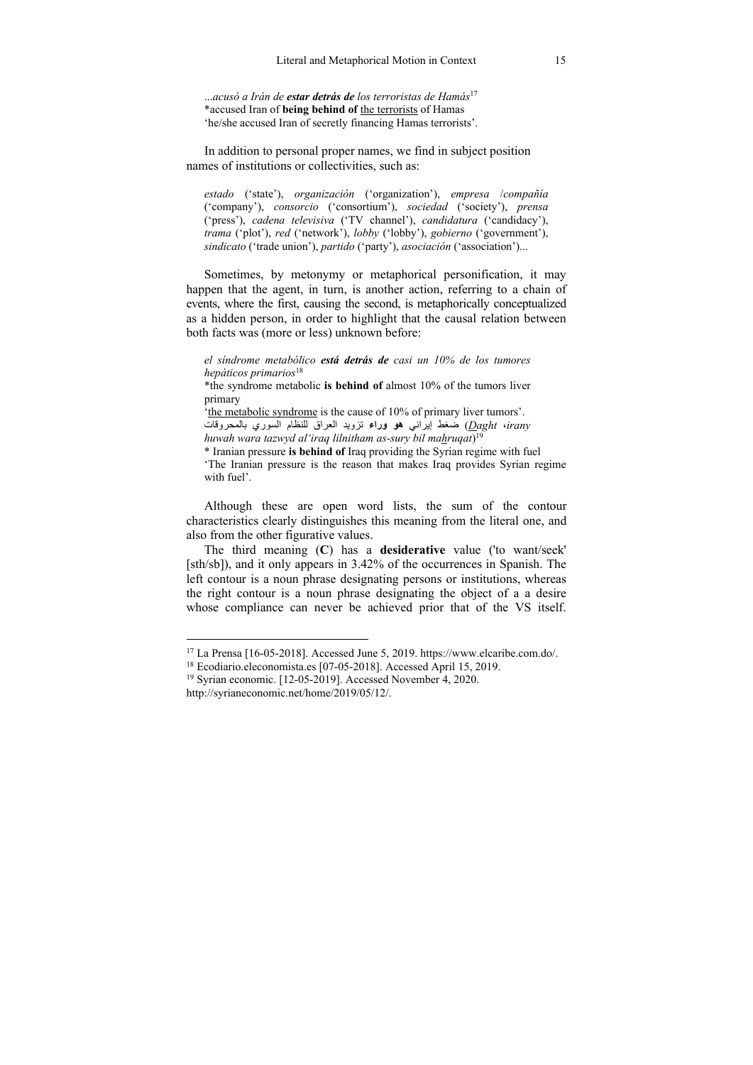*...acusó a Irán de **estar detrás de** los terroristas de Hamás*[17]
*accused Iran of **being behind of** the terrorists of Hamas
'he/she accused Iran of secretly financing Hamas terrorists'.

In addition to personal proper names, we find in subject position names of institutions or collectivities, such as:

*estado* ('state'), *organización* ('organization'), *empresa* /*compañía* ('company'), *consorcio* ('consortium'), *sociedad* ('society'), *prensa* ('press'), *cadena televisiva* ('TV channel'), *candidatura* ('candidacy'), *trama* ('plot'), *red* ('network'), *lobby* ('lobby'), *gobierno* ('government'), *sindicato* ('trade union'), *partido* ('party'), *asociación* ('association')...

Sometimes, by metonymy or metaphorical personification, it may happen that the agent, in turn, is another action, referring to a chain of events, where the first, causing the second, is metaphorically conceptualized as a hidden person, in order to highlight that the causal relation between both facts was (more or less) unknown before:

*el síndrome metabólico **está detrás de** casi un 10% de los tumores hepáticos primarios*[18]
*the syndrome metabolic **is behind of** almost 10% of the tumors liver primary
'the metabolic syndrome is the cause of 10% of primary liver tumors'.
ضغط إيراني **هو وراء** تزويد العراق للنظام السوري بالمحروقات (*Daght ،irany huwah wara tazwyd al'iraq lilnitham as-sury bil mahruqat*)[19]
* Iranian pressure **is behind of** Iraq providing the Syrian regime with fuel
'The Iranian pressure is the reason that makes Iraq provides Syrian regime with fuel'.

Although these are open word lists, the sum of the contour characteristics clearly distinguishes this meaning from the literal one, and also from the other figurative values.

The third meaning (**C**) has a **desiderative** value ('to want/seek' [sth/sb]), and it only appears in 3.42% of the occurrences in Spanish. The left contour is a noun phrase designating persons or institutions, whereas the right contour is a noun phrase designating the object of a a desire whose compliance can never be achieved prior that of the VS itself.

---

[17] La Prensa [16-05-2018]. Accessed June 5, 2019. https://www.elcaribe.com.do/.
[18] Ecodiario.eleconomista.es [07-05-2018]. Accessed April 15, 2019.
[19] Syrian economic. [12-05-2019]. Accessed November 4, 2020. http://syrianeconomic.net/home/2019/05/12/.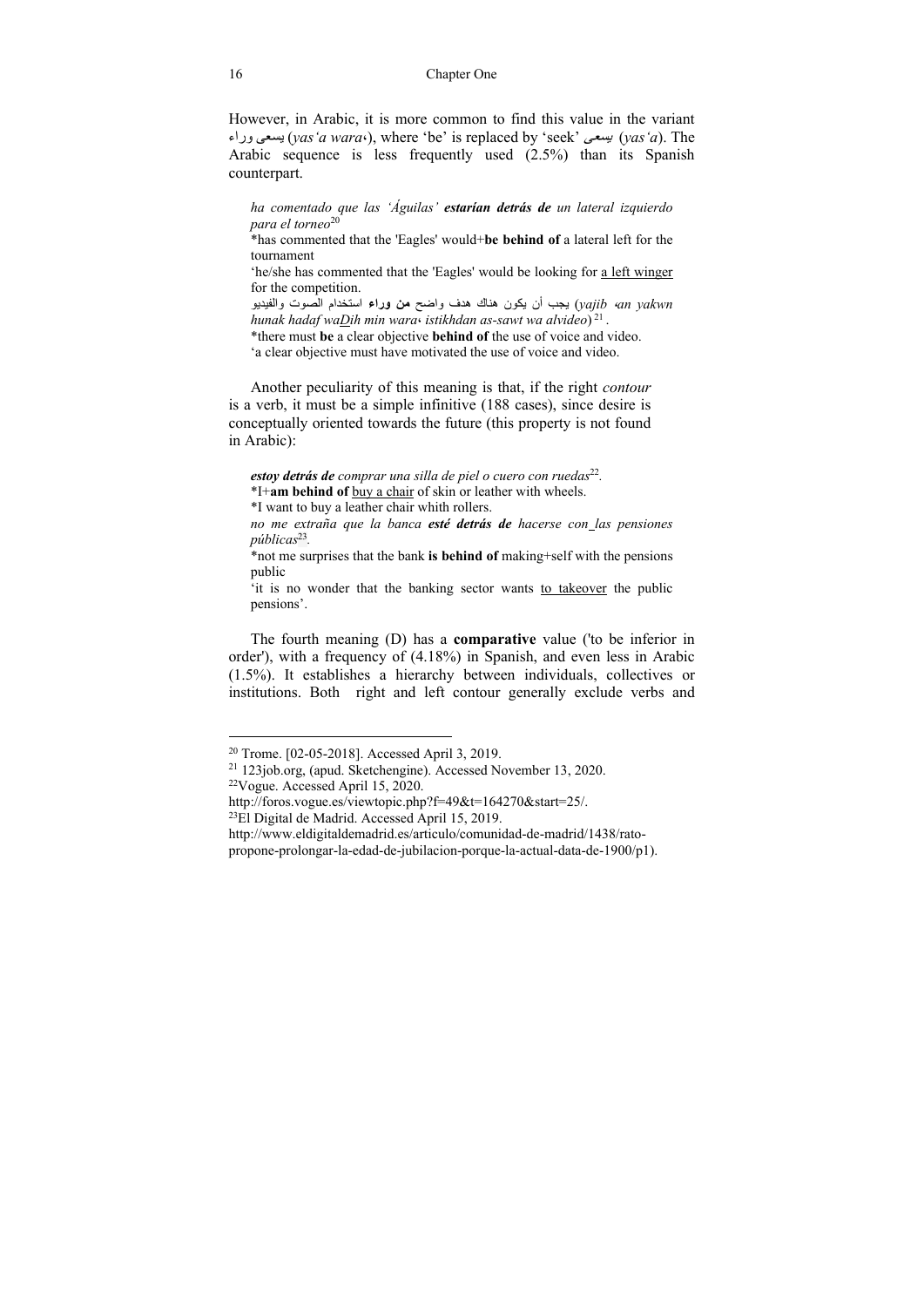However, in Arabic, it is more common to find this value in the variant يسعى وراء (*yas'a wara'*), where 'be' is replaced by 'seek' يسعى (*yas'a*). The Arabic sequence is less frequently used (2.5%) than its Spanish counterpart.

> *ha comentado que las 'Águilas'* ***estarían detrás de*** *un lateral izquierdo para el torneo*[20]
>
> *has commented that the 'Eagles' would+**be behind of** a lateral left for the tournament
>
> 'he/she has commented that the 'Eagles' would be looking for <u>a left winger</u> for the competition.
>
> يجب أن يكون هناك هدف واضح **من وراء** استخدام الصوت والفيديو (*yajib 'an yakwn hunak hadaf waDih min wara' istikhdan as-sawt wa alvideo*)[21].
>
> *there must **be** a clear objective **behind of** the use of voice and video.
>
> 'a clear objective must have motivated the use of voice and video.

Another peculiarity of this meaning is that, if the right *contour* is a verb, it must be a simple infinitive (188 cases), since desire is conceptually oriented towards the future (this property is not found in Arabic):

> ***estoy detrás de*** *comprar una silla de piel o cuero con ruedas*[22].
>
> *I+**am behind of** <u>buy a chair</u> of skin or leather with wheels.
>
> *I want to buy a leather chair whith rollers.
>
> *no me extraña que la banca* ***esté detrás de*** *hacerse con las pensiones públicas*[23].
>
> *not me surprises that the bank **is behind of** making+self with the pensions public
>
> 'it is no wonder that the banking sector wants <u>to takeover</u> the public pensions'.

The fourth meaning (D) has a **comparative** value ('to be inferior in order'), with a frequency of (4.18%) in Spanish, and even less in Arabic (1.5%). It establishes a hierarchy between individuals, collectives or institutions. Both right and left contour generally exclude verbs and

---

[20] Trome. [02-05-2018]. Accessed April 3, 2019.

[21] 123job.org, (apud. Sketchengine). Accessed November 13, 2020.

[22] Vogue. Accessed April 15, 2020. http://foros.vogue.es/viewtopic.php?f=49&t=164270&start=25/.

[23] El Digital de Madrid. Accessed April 15, 2019. http://www.eldigitaldemadrid.es/articulo/comunidad-de-madrid/1438/rato-propone-prolongar-la-edad-de-jubilacion-porque-la-actual-data-de-1900/p1).